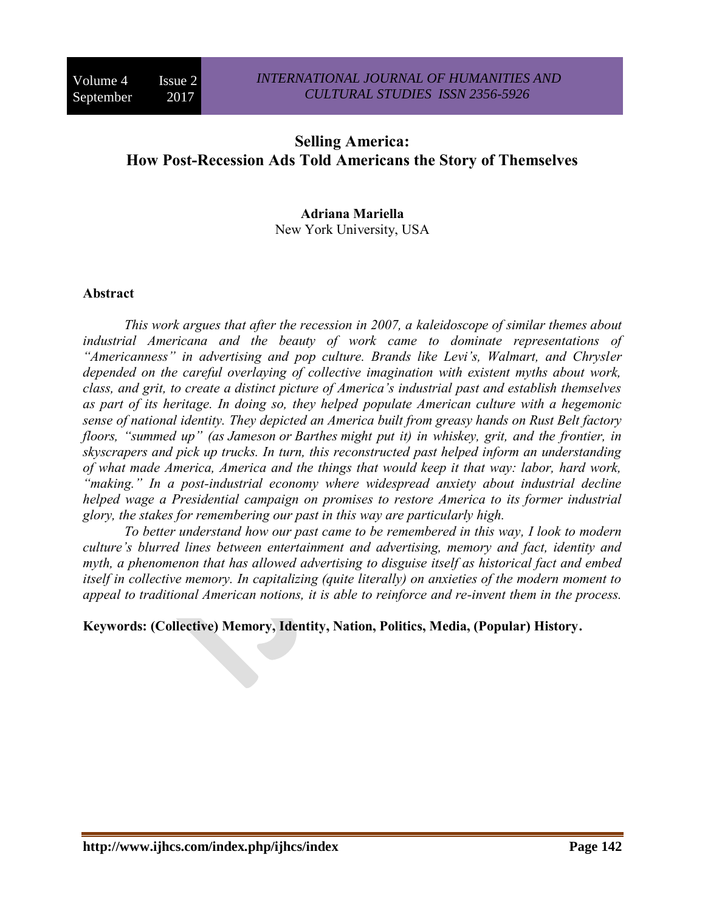# Selling America: How Post-Recession Ads Told Americans the Story of Themselves

**Adriana Mariella**
New York University, USA

## Abstract

*This work argues that after the recession in 2007, a kaleidoscope of similar themes about industrial Americana and the beauty of work came to dominate representations of "Americanness" in advertising and pop culture. Brands like Levi's, Walmart, and Chrysler depended on the careful overlaying of collective imagination with existent myths about work, class, and grit, to create a distinct picture of America's industrial past and establish themselves as part of its heritage. In doing so, they helped populate American culture with a hegemonic sense of national identity. They depicted an America built from greasy hands on Rust Belt factory floors, "summed up" (as Jameson or Barthes might put it) in whiskey, grit, and the frontier, in skyscrapers and pick up trucks. In turn, this reconstructed past helped inform an understanding of what made America, America and the things that would keep it that way: labor, hard work, "making." In a post-industrial economy where widespread anxiety about industrial decline helped wage a Presidential campaign on promises to restore America to its former industrial glory, the stakes for remembering our past in this way are particularly high.*

*To better understand how our past came to be remembered in this way, I look to modern culture's blurred lines between entertainment and advertising, memory and fact, identity and myth, a phenomenon that has allowed advertising to disguise itself as historical fact and embed itself in collective memory. In capitalizing (quite literally) on anxieties of the modern moment to appeal to traditional American notions, it is able to reinforce and re-invent them in the process.*

**Keywords: (Collective) Memory, Identity, Nation, Politics, Media, (Popular) History.**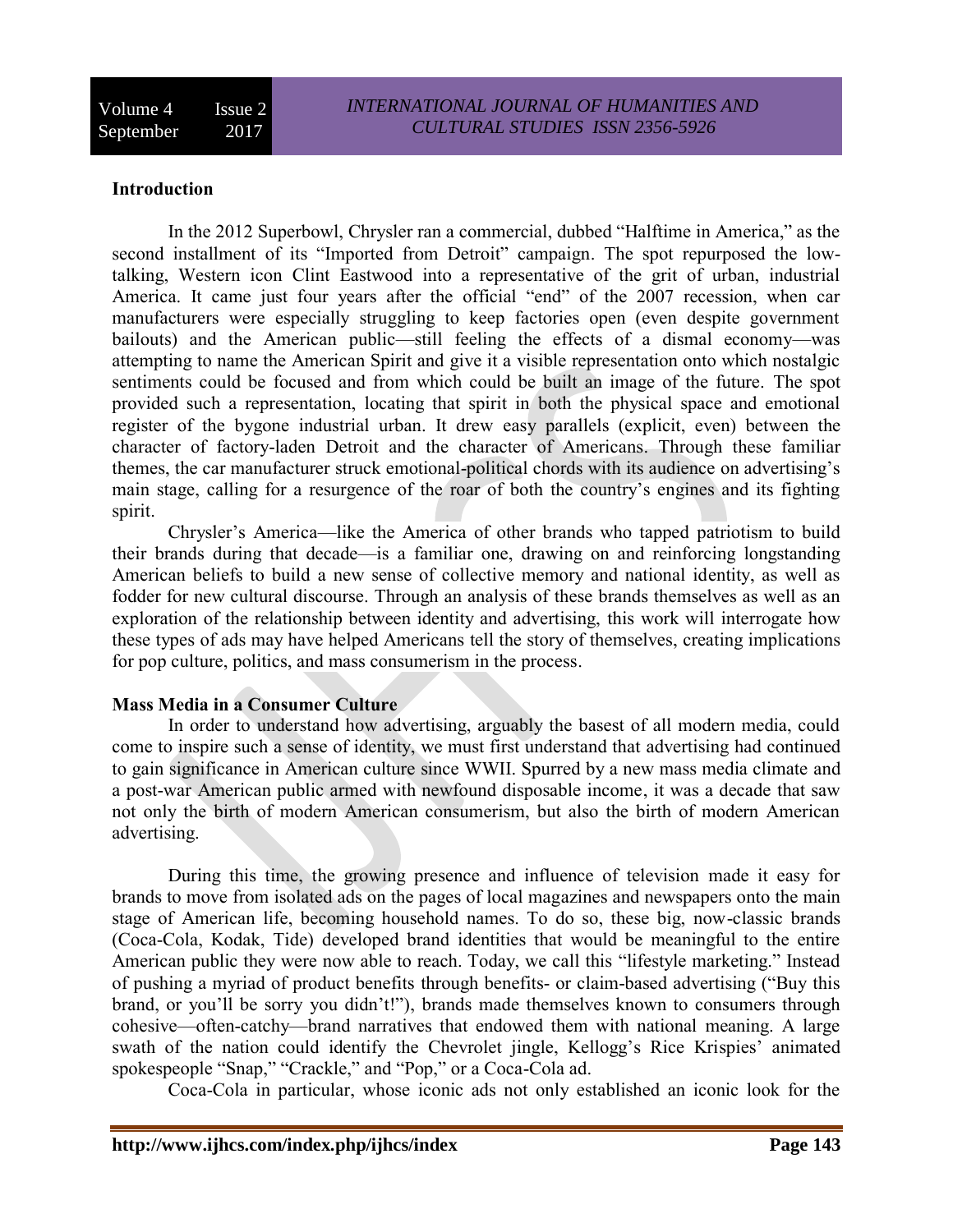## Introduction

In the 2012 Superbowl, Chrysler ran a commercial, dubbed "Halftime in America," as the second installment of its "Imported from Detroit" campaign. The spot repurposed the low-talking, Western icon Clint Eastwood into a representative of the grit of urban, industrial America. It came just four years after the official "end" of the 2007 recession, when car manufacturers were especially struggling to keep factories open (even despite government bailouts) and the American public—still feeling the effects of a dismal economy—was attempting to name the American Spirit and give it a visible representation onto which nostalgic sentiments could be focused and from which could be built an image of the future. The spot provided such a representation, locating that spirit in both the physical space and emotional register of the bygone industrial urban. It drew easy parallels (explicit, even) between the character of factory-laden Detroit and the character of Americans. Through these familiar themes, the car manufacturer struck emotional-political chords with its audience on advertising's main stage, calling for a resurgence of the roar of both the country's engines and its fighting spirit.

Chrysler's America—like the America of other brands who tapped patriotism to build their brands during that decade—is a familiar one, drawing on and reinforcing longstanding American beliefs to build a new sense of collective memory and national identity, as well as fodder for new cultural discourse. Through an analysis of these brands themselves as well as an exploration of the relationship between identity and advertising, this work will interrogate how these types of ads may have helped Americans tell the story of themselves, creating implications for pop culture, politics, and mass consumerism in the process.

## Mass Media in a Consumer Culture

In order to understand how advertising, arguably the basest of all modern media, could come to inspire such a sense of identity, we must first understand that advertising had continued to gain significance in American culture since WWII. Spurred by a new mass media climate and a post-war American public armed with newfound disposable income, it was a decade that saw not only the birth of modern American consumerism, but also the birth of modern American advertising.

During this time, the growing presence and influence of television made it easy for brands to move from isolated ads on the pages of local magazines and newspapers onto the main stage of American life, becoming household names. To do so, these big, now-classic brands (Coca-Cola, Kodak, Tide) developed brand identities that would be meaningful to the entire American public they were now able to reach. Today, we call this "lifestyle marketing." Instead of pushing a myriad of product benefits through benefits- or claim-based advertising ("Buy this brand, or you'll be sorry you didn't!"), brands made themselves known to consumers through cohesive—often-catchy—brand narratives that endowed them with national meaning. A large swath of the nation could identify the Chevrolet jingle, Kellogg's Rice Krispies' animated spokespeople "Snap," "Crackle," and "Pop," or a Coca-Cola ad.

Coca-Cola in particular, whose iconic ads not only established an iconic look for the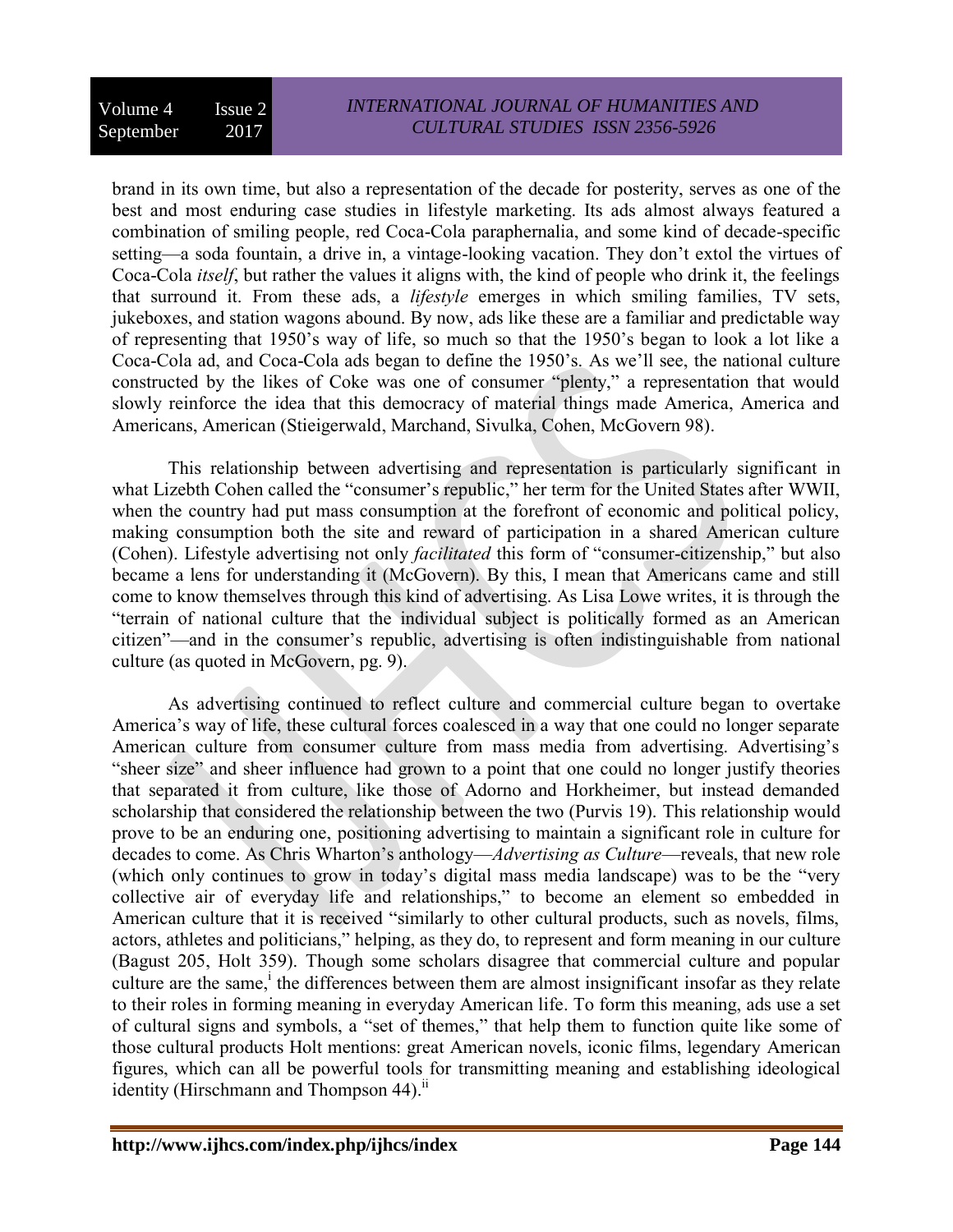brand in its own time, but also a representation of the decade for posterity, serves as one of the best and most enduring case studies in lifestyle marketing. Its ads almost always featured a combination of smiling people, red Coca-Cola paraphernalia, and some kind of decade-specific setting—a soda fountain, a drive in, a vintage-looking vacation. They don't extol the virtues of Coca-Cola *itself*, but rather the values it aligns with, the kind of people who drink it, the feelings that surround it. From these ads, a *lifestyle* emerges in which smiling families, TV sets, jukeboxes, and station wagons abound. By now, ads like these are a familiar and predictable way of representing that 1950's way of life, so much so that the 1950's began to look a lot like a Coca-Cola ad, and Coca-Cola ads began to define the 1950's. As we'll see, the national culture constructed by the likes of Coke was one of consumer "plenty," a representation that would slowly reinforce the idea that this democracy of material things made America, America and Americans, American (Stieigerwald, Marchand, Sivulka, Cohen, McGovern 98).

This relationship between advertising and representation is particularly significant in what Lizebth Cohen called the "consumer's republic," her term for the United States after WWII, when the country had put mass consumption at the forefront of economic and political policy, making consumption both the site and reward of participation in a shared American culture (Cohen). Lifestyle advertising not only *facilitated* this form of "consumer-citizenship," but also became a lens for understanding it (McGovern). By this, I mean that Americans came and still come to know themselves through this kind of advertising. As Lisa Lowe writes, it is through the "terrain of national culture that the individual subject is politically formed as an American citizen"—and in the consumer's republic, advertising is often indistinguishable from national culture (as quoted in McGovern, pg. 9).

As advertising continued to reflect culture and commercial culture began to overtake America's way of life, these cultural forces coalesced in a way that one could no longer separate American culture from consumer culture from mass media from advertising. Advertising's "sheer size" and sheer influence had grown to a point that one could no longer justify theories that separated it from culture, like those of Adorno and Horkheimer, but instead demanded scholarship that considered the relationship between the two (Purvis 19). This relationship would prove to be an enduring one, positioning advertising to maintain a significant role in culture for decades to come. As Chris Wharton's anthology—*Advertising as Culture*—reveals, that new role (which only continues to grow in today's digital mass media landscape) was to be the "very collective air of everyday life and relationships," to become an element so embedded in American culture that it is received "similarly to other cultural products, such as novels, films, actors, athletes and politicians," helping, as they do, to represent and form meaning in our culture (Bagust 205, Holt 359). Though some scholars disagree that commercial culture and popular culture are the same,[i] the differences between them are almost insignificant insofar as they relate to their roles in forming meaning in everyday American life. To form this meaning, ads use a set of cultural signs and symbols, a "set of themes," that help them to function quite like some of those cultural products Holt mentions: great American novels, iconic films, legendary American figures, which can all be powerful tools for transmitting meaning and establishing ideological identity (Hirschmann and Thompson 44).[ii]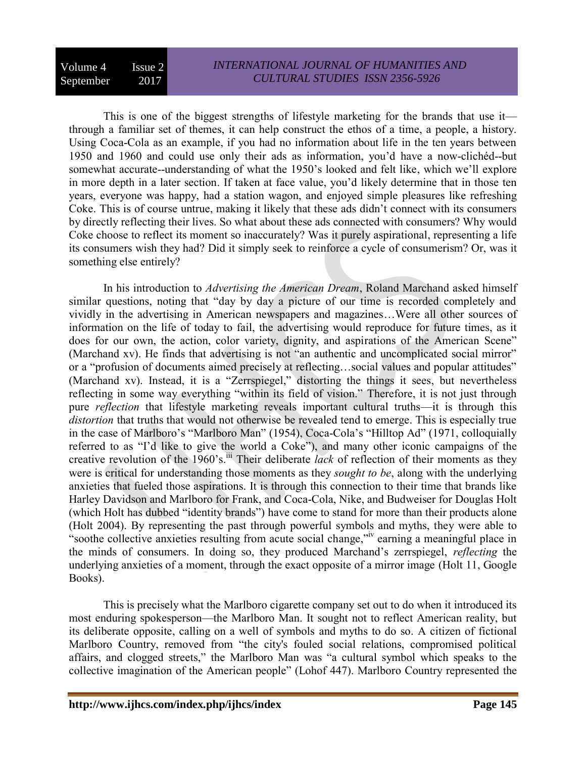This is one of the biggest strengths of lifestyle marketing for the brands that use it—through a familiar set of themes, it can help construct the ethos of a time, a people, a history. Using Coca-Cola as an example, if you had no information about life in the ten years between 1950 and 1960 and could use only their ads as information, you'd have a now-clichéd--but somewhat accurate--understanding of what the 1950's looked and felt like, which we'll explore in more depth in a later section. If taken at face value, you'd likely determine that in those ten years, everyone was happy, had a station wagon, and enjoyed simple pleasures like refreshing Coke. This is of course untrue, making it likely that these ads didn't connect with its consumers by directly reflecting their lives. So what about these ads connected with consumers? Why would Coke choose to reflect its moment so inaccurately? Was it purely aspirational, representing a life its consumers wish they had? Did it simply seek to reinforce a cycle of consumerism? Or, was it something else entirely?

In his introduction to *Advertising the American Dream*, Roland Marchand asked himself similar questions, noting that "day by day a picture of our time is recorded completely and vividly in the advertising in American newspapers and magazines…Were all other sources of information on the life of today to fail, the advertising would reproduce for future times, as it does for our own, the action, color variety, dignity, and aspirations of the American Scene" (Marchand xv). He finds that advertising is not "an authentic and uncomplicated social mirror" or a "profusion of documents aimed precisely at reflecting…social values and popular attitudes" (Marchand xv). Instead, it is a "Zerrspiegel," distorting the things it sees, but nevertheless reflecting in some way everything "within its field of vision." Therefore, it is not just through pure *reflection* that lifestyle marketing reveals important cultural truths—it is through this *distortion* that truths that would not otherwise be revealed tend to emerge. This is especially true in the case of Marlboro's "Marlboro Man" (1954), Coca-Cola's "Hilltop Ad" (1971, colloquially referred to as "I'd like to give the world a Coke"), and many other iconic campaigns of the creative revolution of the 1960's.[iii] Their deliberate *lack* of reflection of their moments as they were is critical for understanding those moments as they *sought to be*, along with the underlying anxieties that fueled those aspirations. It is through this connection to their time that brands like Harley Davidson and Marlboro for Frank, and Coca-Cola, Nike, and Budweiser for Douglas Holt (which Holt has dubbed "identity brands") have come to stand for more than their products alone (Holt 2004). By representing the past through powerful symbols and myths, they were able to "soothe collective anxieties resulting from acute social change,"[iv] earning a meaningful place in the minds of consumers. In doing so, they produced Marchand's zerrspiegel, *reflecting* the underlying anxieties of a moment, through the exact opposite of a mirror image (Holt 11, Google Books).

This is precisely what the Marlboro cigarette company set out to do when it introduced its most enduring spokesperson—the Marlboro Man. It sought not to reflect American reality, but its deliberate opposite, calling on a well of symbols and myths to do so. A citizen of fictional Marlboro Country, removed from "the city's fouled social relations, compromised political affairs, and clogged streets," the Marlboro Man was "a cultural symbol which speaks to the collective imagination of the American people" (Lohof 447). Marlboro Country represented the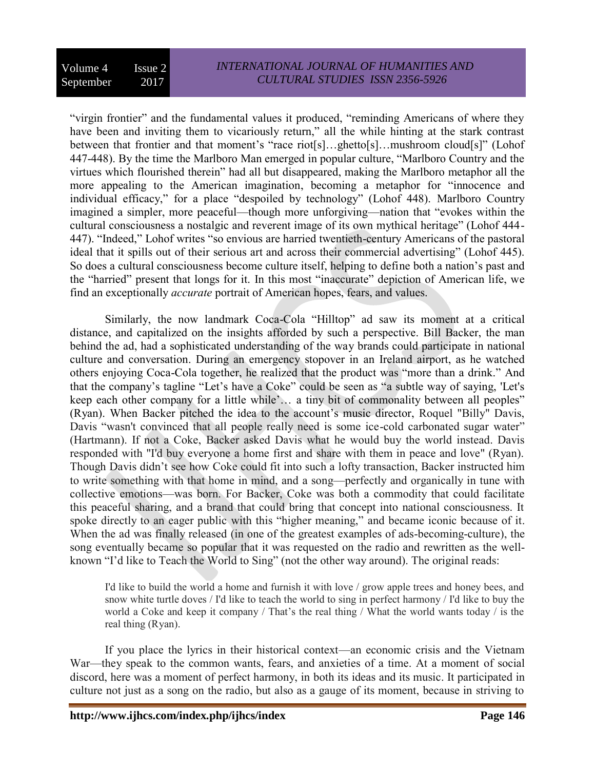"virgin frontier" and the fundamental values it produced, "reminding Americans of where they have been and inviting them to vicariously return," all the while hinting at the stark contrast between that frontier and that moment's "race riot[s]…ghetto[s]…mushroom cloud[s]" (Lohof 447-448). By the time the Marlboro Man emerged in popular culture, "Marlboro Country and the virtues which flourished therein" had all but disappeared, making the Marlboro metaphor all the more appealing to the American imagination, becoming a metaphor for "innocence and individual efficacy," for a place "despoiled by technology" (Lohof 448). Marlboro Country imagined a simpler, more peaceful—though more unforgiving—nation that "evokes within the cultural consciousness a nostalgic and reverent image of its own mythical heritage" (Lohof 444-447). "Indeed," Lohof writes "so envious are harried twentieth-century Americans of the pastoral ideal that it spills out of their serious art and across their commercial advertising" (Lohof 445). So does a cultural consciousness become culture itself, helping to define both a nation's past and the "harried" present that longs for it. In this most "inaccurate" depiction of American life, we find an exceptionally *accurate* portrait of American hopes, fears, and values.

Similarly, the now landmark Coca-Cola "Hilltop" ad saw its moment at a critical distance, and capitalized on the insights afforded by such a perspective. Bill Backer, the man behind the ad, had a sophisticated understanding of the way brands could participate in national culture and conversation. During an emergency stopover in an Ireland airport, as he watched others enjoying Coca-Cola together, he realized that the product was "more than a drink." And that the company's tagline "Let's have a Coke" could be seen as "a subtle way of saying, 'Let's keep each other company for a little while'… a tiny bit of commonality between all peoples" (Ryan). When Backer pitched the idea to the account's music director, Roquel "Billy" Davis, Davis "wasn't convinced that all people really need is some ice-cold carbonated sugar water" (Hartmann). If not a Coke, Backer asked Davis what he would buy the world instead. Davis responded with "I'd buy everyone a home first and share with them in peace and love" (Ryan). Though Davis didn't see how Coke could fit into such a lofty transaction, Backer instructed him to write something with that home in mind, and a song—perfectly and organically in tune with collective emotions—was born. For Backer, Coke was both a commodity that could facilitate this peaceful sharing, and a brand that could bring that concept into national consciousness. It spoke directly to an eager public with this "higher meaning," and became iconic because of it. When the ad was finally released (in one of the greatest examples of ads-becoming-culture), the song eventually became so popular that it was requested on the radio and rewritten as the well-known "I'd like to Teach the World to Sing" (not the other way around). The original reads:

> I'd like to build the world a home and furnish it with love / grow apple trees and honey bees, and snow white turtle doves / I'd like to teach the world to sing in perfect harmony / I'd like to buy the world a Coke and keep it company / That's the real thing / What the world wants today / is the real thing (Ryan).

If you place the lyrics in their historical context—an economic crisis and the Vietnam War—they speak to the common wants, fears, and anxieties of a time. At a moment of social discord, here was a moment of perfect harmony, in both its ideas and its music. It participated in culture not just as a song on the radio, but also as a gauge of its moment, because in striving to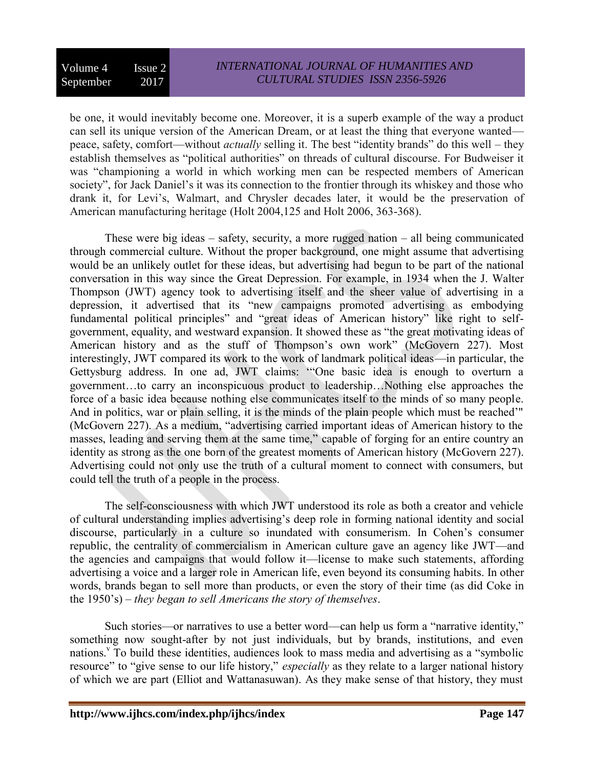be one, it would inevitably become one. Moreover, it is a superb example of the way a product can sell its unique version of the American Dream, or at least the thing that everyone wanted—peace, safety, comfort—without *actually* selling it. The best "identity brands" do this well – they establish themselves as "political authorities" on threads of cultural discourse. For Budweiser it was "championing a world in which working men can be respected members of American society", for Jack Daniel's it was its connection to the frontier through its whiskey and those who drank it, for Levi's, Walmart, and Chrysler decades later, it would be the preservation of American manufacturing heritage (Holt 2004,125 and Holt 2006, 363-368).

These were big ideas – safety, security, a more rugged nation – all being communicated through commercial culture. Without the proper background, one might assume that advertising would be an unlikely outlet for these ideas, but advertising had begun to be part of the national conversation in this way since the Great Depression. For example, in 1934 when the J. Walter Thompson (JWT) agency took to advertising itself and the sheer value of advertising in a depression, it advertised that its "new campaigns promoted advertising as embodying fundamental political principles" and "great ideas of American history" like right to self-government, equality, and westward expansion. It showed these as "the great motivating ideas of American history and as the stuff of Thompson's own work" (McGovern 227). Most interestingly, JWT compared its work to the work of landmark political ideas—in particular, the Gettysburg address. In one ad, JWT claims: '"One basic idea is enough to overturn a government…to carry an inconspicuous product to leadership…Nothing else approaches the force of a basic idea because nothing else communicates itself to the minds of so many people. And in politics, war or plain selling, it is the minds of the plain people which must be reached'" (McGovern 227). As a medium, "advertising carried important ideas of American history to the masses, leading and serving them at the same time," capable of forging for an entire country an identity as strong as the one born of the greatest moments of American history (McGovern 227). Advertising could not only use the truth of a cultural moment to connect with consumers, but could tell the truth of a people in the process.

The self-consciousness with which JWT understood its role as both a creator and vehicle of cultural understanding implies advertising's deep role in forming national identity and social discourse, particularly in a culture so inundated with consumerism. In Cohen's consumer republic, the centrality of commercialism in American culture gave an agency like JWT—and the agencies and campaigns that would follow it—license to make such statements, affording advertising a voice and a larger role in American life, even beyond its consuming habits. In other words, brands began to sell more than products, or even the story of their time (as did Coke in the 1950's) – *they began to sell Americans the story of themselves*.

Such stories—or narratives to use a better word—can help us form a "narrative identity," something now sought-after by not just individuals, but by brands, institutions, and even nations.[v] To build these identities, audiences look to mass media and advertising as a "symbolic resource" to "give sense to our life history," *especially* as they relate to a larger national history of which we are part (Elliot and Wattanasuwan). As they make sense of that history, they must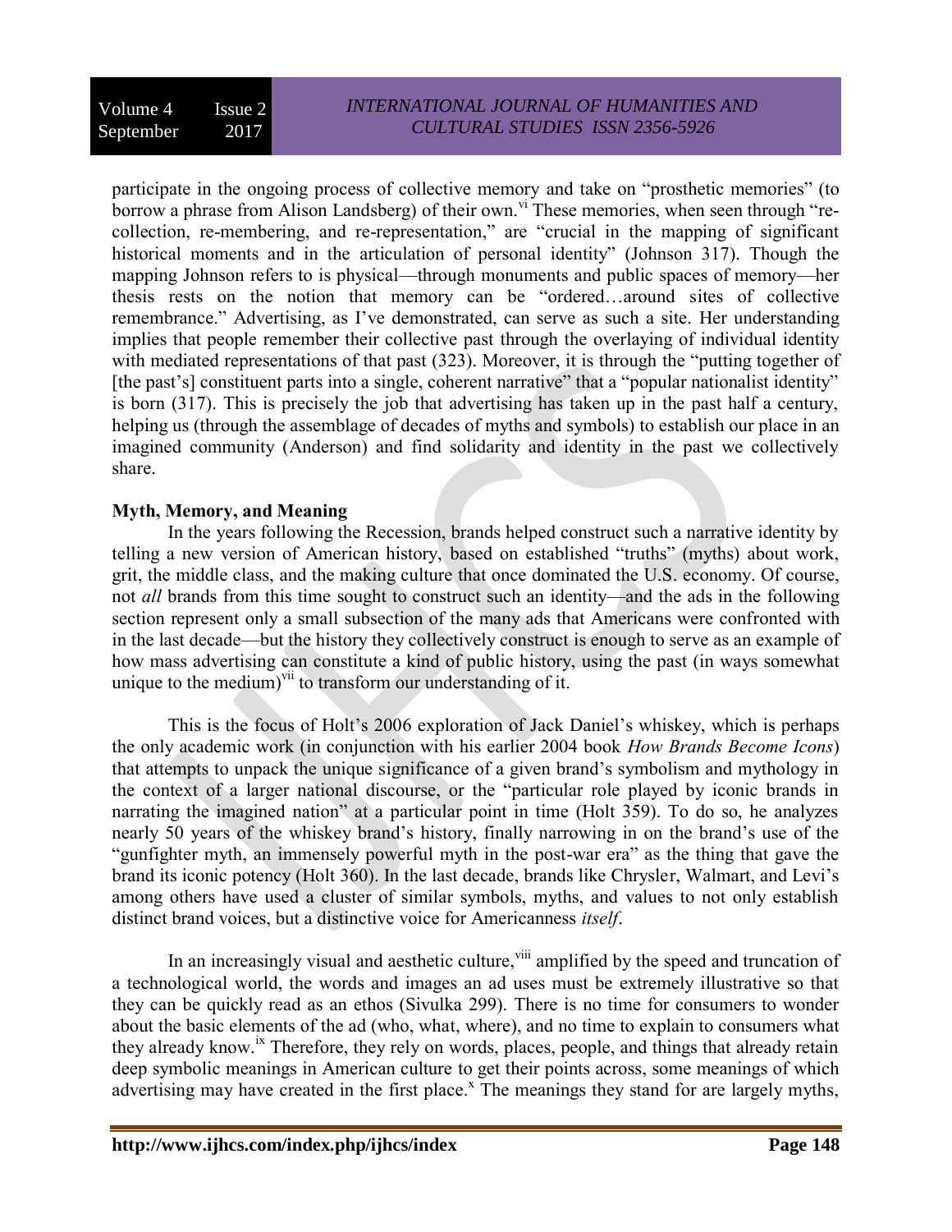participate in the ongoing process of collective memory and take on "prosthetic memories" (to borrow a phrase from Alison Landsberg) of their own.[vi] These memories, when seen through "re-collection, re-membering, and re-representation," are "crucial in the mapping of significant historical moments and in the articulation of personal identity" (Johnson 317). Though the mapping Johnson refers to is physical—through monuments and public spaces of memory—her thesis rests on the notion that memory can be "ordered…around sites of collective remembrance." Advertising, as I've demonstrated, can serve as such a site. Her understanding implies that people remember their collective past through the overlaying of individual identity with mediated representations of that past (323). Moreover, it is through the "putting together of [the past's] constituent parts into a single, coherent narrative" that a "popular nationalist identity" is born (317). This is precisely the job that advertising has taken up in the past half a century, helping us (through the assemblage of decades of myths and symbols) to establish our place in an imagined community (Anderson) and find solidarity and identity in the past we collectively share.

**Myth, Memory, and Meaning**

In the years following the Recession, brands helped construct such a narrative identity by telling a new version of American history, based on established "truths" (myths) about work, grit, the middle class, and the making culture that once dominated the U.S. economy. Of course, not *all* brands from this time sought to construct such an identity—and the ads in the following section represent only a small subsection of the many ads that Americans were confronted with in the last decade—but the history they collectively construct is enough to serve as an example of how mass advertising can constitute a kind of public history, using the past (in ways somewhat unique to the medium)[vii] to transform our understanding of it.

This is the focus of Holt's 2006 exploration of Jack Daniel's whiskey, which is perhaps the only academic work (in conjunction with his earlier 2004 book *How Brands Become Icons*) that attempts to unpack the unique significance of a given brand's symbolism and mythology in the context of a larger national discourse, or the "particular role played by iconic brands in narrating the imagined nation" at a particular point in time (Holt 359). To do so, he analyzes nearly 50 years of the whiskey brand's history, finally narrowing in on the brand's use of the "gunfighter myth, an immensely powerful myth in the post-war era" as the thing that gave the brand its iconic potency (Holt 360). In the last decade, brands like Chrysler, Walmart, and Levi's among others have used a cluster of similar symbols, myths, and values to not only establish distinct brand voices, but a distinctive voice for Americanness *itself*.

In an increasingly visual and aesthetic culture,[viii] amplified by the speed and truncation of a technological world, the words and images an ad uses must be extremely illustrative so that they can be quickly read as an ethos (Sivulka 299). There is no time for consumers to wonder about the basic elements of the ad (who, what, where), and no time to explain to consumers what they already know.[ix] Therefore, they rely on words, places, people, and things that already retain deep symbolic meanings in American culture to get their points across, some meanings of which advertising may have created in the first place.[x] The meanings they stand for are largely myths,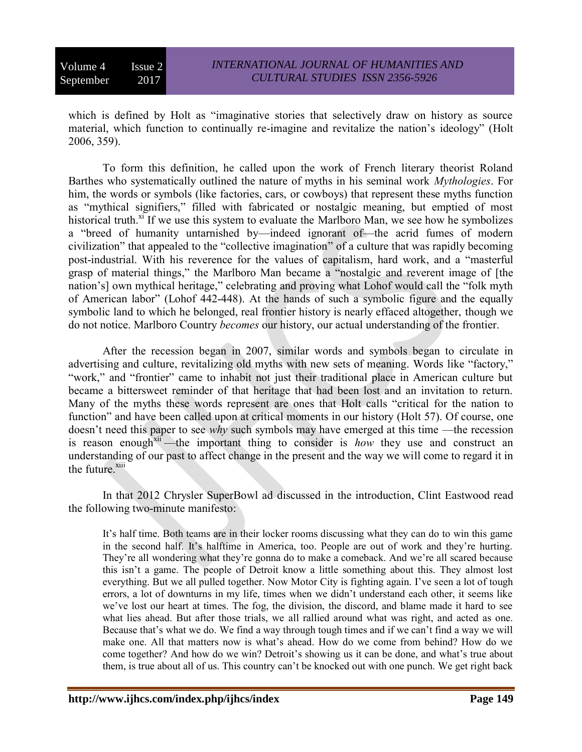which is defined by Holt as "imaginative stories that selectively draw on history as source material, which function to continually re-imagine and revitalize the nation's ideology" (Holt 2006, 359).

To form this definition, he called upon the work of French literary theorist Roland Barthes who systematically outlined the nature of myths in his seminal work *Mythologies*. For him, the words or symbols (like factories, cars, or cowboys) that represent these myths function as "mythical signifiers," filled with fabricated or nostalgic meaning, but emptied of most historical truth.[xi] If we use this system to evaluate the Marlboro Man, we see how he symbolizes a "breed of humanity untarnished by—indeed ignorant of—the acrid fumes of modern civilization" that appealed to the "collective imagination" of a culture that was rapidly becoming post-industrial. With his reverence for the values of capitalism, hard work, and a "masterful grasp of material things," the Marlboro Man became a "nostalgic and reverent image of [the nation's] own mythical heritage," celebrating and proving what Lohof would call the "folk myth of American labor" (Lohof 442-448). At the hands of such a symbolic figure and the equally symbolic land to which he belonged, real frontier history is nearly effaced altogether, though we do not notice. Marlboro Country *becomes* our history, our actual understanding of the frontier.

After the recession began in 2007, similar words and symbols began to circulate in advertising and culture, revitalizing old myths with new sets of meaning. Words like "factory," "work," and "frontier" came to inhabit not just their traditional place in American culture but became a bittersweet reminder of that heritage that had been lost and an invitation to return. Many of the myths these words represent are ones that Holt calls "critical for the nation to function" and have been called upon at critical moments in our history (Holt 57). Of course, one doesn't need this paper to see *why* such symbols may have emerged at this time —the recession is reason enough[xii] —the important thing to consider is *how* they use and construct an understanding of our past to affect change in the present and the way we will come to regard it in the future.[xiii]

In that 2012 Chrysler SuperBowl ad discussed in the introduction, Clint Eastwood read the following two-minute manifesto:

> It's half time. Both teams are in their locker rooms discussing what they can do to win this game in the second half. It's halftime in America, too. People are out of work and they're hurting. They're all wondering what they're gonna do to make a comeback. And we're all scared because this isn't a game. The people of Detroit know a little something about this. They almost lost everything. But we all pulled together. Now Motor City is fighting again. I've seen a lot of tough errors, a lot of downturns in my life, times when we didn't understand each other, it seems like we've lost our heart at times. The fog, the division, the discord, and blame made it hard to see what lies ahead. But after those trials, we all rallied around what was right, and acted as one. Because that's what we do. We find a way through tough times and if we can't find a way we will make one. All that matters now is what's ahead. How do we come from behind? How do we come together? And how do we win? Detroit's showing us it can be done, and what's true about them, is true about all of us. This country can't be knocked out with one punch. We get right back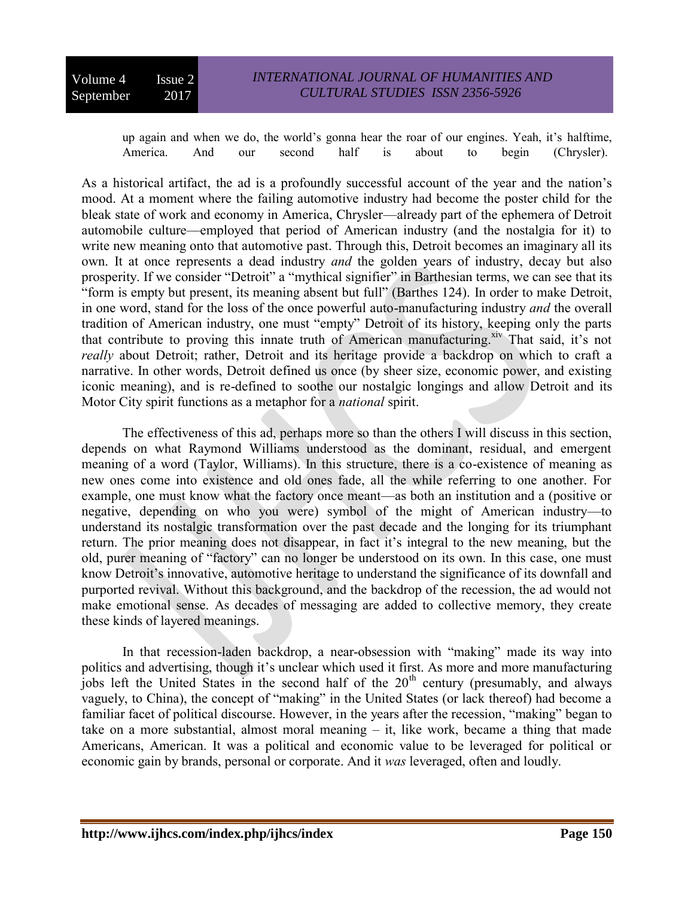> up again and when we do, the world's gonna hear the roar of our engines. Yeah, it's halftime, America. And our second half is about to begin (Chrysler).

As a historical artifact, the ad is a profoundly successful account of the year and the nation's mood. At a moment where the failing automotive industry had become the poster child for the bleak state of work and economy in America, Chrysler—already part of the ephemera of Detroit automobile culture—employed that period of American industry (and the nostalgia for it) to write new meaning onto that automotive past. Through this, Detroit becomes an imaginary all its own. It at once represents a dead industry *and* the golden years of industry, decay but also prosperity. If we consider "Detroit" a "mythical signifier" in Barthesian terms, we can see that its "form is empty but present, its meaning absent but full" (Barthes 124). In order to make Detroit, in one word, stand for the loss of the once powerful auto-manufacturing industry *and* the overall tradition of American industry, one must "empty" Detroit of its history, keeping only the parts that contribute to proving this innate truth of American manufacturing.[xiv] That said, it's not *really* about Detroit; rather, Detroit and its heritage provide a backdrop on which to craft a narrative. In other words, Detroit defined us once (by sheer size, economic power, and existing iconic meaning), and is re-defined to soothe our nostalgic longings and allow Detroit and its Motor City spirit functions as a metaphor for a *national* spirit.

The effectiveness of this ad, perhaps more so than the others I will discuss in this section, depends on what Raymond Williams understood as the dominant, residual, and emergent meaning of a word (Taylor, Williams). In this structure, there is a co-existence of meaning as new ones come into existence and old ones fade, all the while referring to one another. For example, one must know what the factory once meant—as both an institution and a (positive or negative, depending on who you were) symbol of the might of American industry—to understand its nostalgic transformation over the past decade and the longing for its triumphant return. The prior meaning does not disappear, in fact it's integral to the new meaning, but the old, purer meaning of "factory" can no longer be understood on its own. In this case, one must know Detroit's innovative, automotive heritage to understand the significance of its downfall and purported revival. Without this background, and the backdrop of the recession, the ad would not make emotional sense. As decades of messaging are added to collective memory, they create these kinds of layered meanings.

In that recession-laden backdrop, a near-obsession with "making" made its way into politics and advertising, though it's unclear which used it first. As more and more manufacturing jobs left the United States in the second half of the 20th century (presumably, and always vaguely, to China), the concept of "making" in the United States (or lack thereof) had become a familiar facet of political discourse. However, in the years after the recession, "making" began to take on a more substantial, almost moral meaning – it, like work, became a thing that made Americans, American. It was a political and economic value to be leveraged for political or economic gain by brands, personal or corporate. And it *was* leveraged, often and loudly.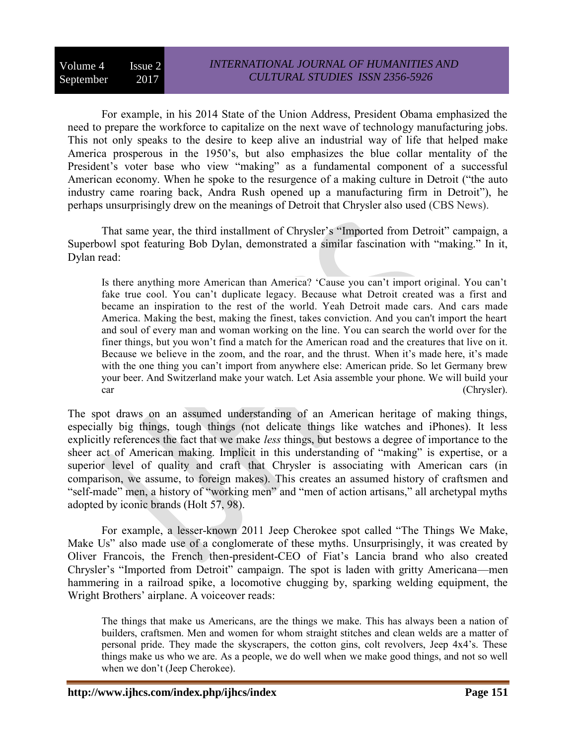For example, in his 2014 State of the Union Address, President Obama emphasized the need to prepare the workforce to capitalize on the next wave of technology manufacturing jobs. This not only speaks to the desire to keep alive an industrial way of life that helped make America prosperous in the 1950's, but also emphasizes the blue collar mentality of the President's voter base who view "making" as a fundamental component of a successful American economy. When he spoke to the resurgence of a making culture in Detroit ("the auto industry came roaring back, Andra Rush opened up a manufacturing firm in Detroit"), he perhaps unsurprisingly drew on the meanings of Detroit that Chrysler also used (CBS News).

That same year, the third installment of Chrysler's "Imported from Detroit" campaign, a Superbowl spot featuring Bob Dylan, demonstrated a similar fascination with "making." In it, Dylan read:

> Is there anything more American than America? 'Cause you can't import original. You can't fake true cool. You can't duplicate legacy. Because what Detroit created was a first and became an inspiration to the rest of the world. Yeah Detroit made cars. And cars made America. Making the best, making the finest, takes conviction. And you can't import the heart and soul of every man and woman working on the line. You can search the world over for the finer things, but you won't find a match for the American road and the creatures that live on it. Because we believe in the zoom, and the roar, and the thrust. When it's made here, it's made with the one thing you can't import from anywhere else: American pride. So let Germany brew your beer. And Switzerland make your watch. Let Asia assemble your phone. We will build your car (Chrysler).

The spot draws on an assumed understanding of an American heritage of making things, especially big things, tough things (not delicate things like watches and iPhones). It less explicitly references the fact that we make *less* things, but bestows a degree of importance to the sheer act of American making. Implicit in this understanding of "making" is expertise, or a superior level of quality and craft that Chrysler is associating with American cars (in comparison, we assume, to foreign makes). This creates an assumed history of craftsmen and "self-made" men, a history of "working men" and "men of action artisans," all archetypal myths adopted by iconic brands (Holt 57, 98).

For example, a lesser-known 2011 Jeep Cherokee spot called "The Things We Make, Make Us" also made use of a conglomerate of these myths. Unsurprisingly, it was created by Oliver Francois, the French then-president-CEO of Fiat's Lancia brand who also created Chrysler's "Imported from Detroit" campaign. The spot is laden with gritty Americana—men hammering in a railroad spike, a locomotive chugging by, sparking welding equipment, the Wright Brothers' airplane. A voiceover reads:

> The things that make us Americans, are the things we make. This has always been a nation of builders, craftsmen. Men and women for whom straight stitches and clean welds are a matter of personal pride. They made the skyscrapers, the cotton gins, colt revolvers, Jeep 4x4's. These things make us who we are. As a people, we do well when we make good things, and not so well when we don't (Jeep Cherokee).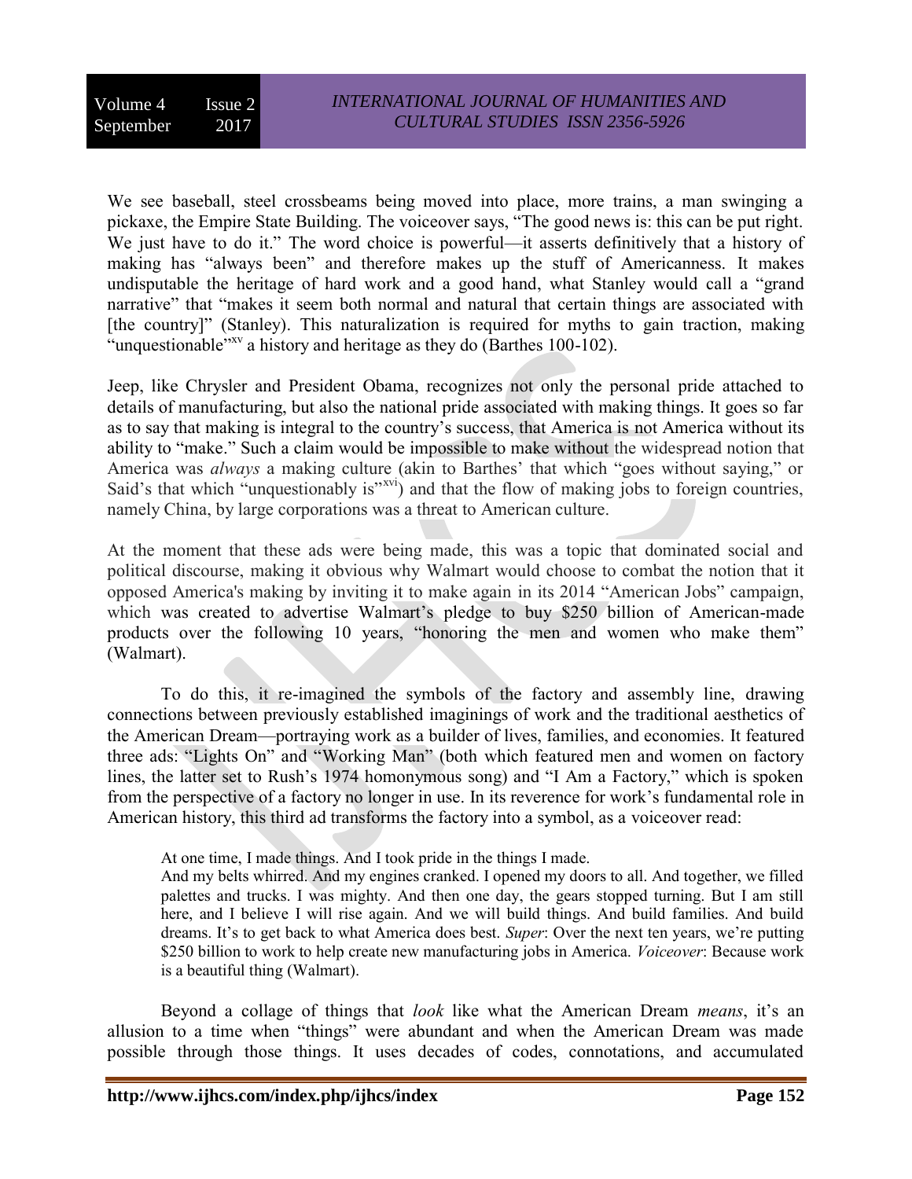We see baseball, steel crossbeams being moved into place, more trains, a man swinging a pickaxe, the Empire State Building. The voiceover says, "The good news is: this can be put right. We just have to do it." The word choice is powerful—it asserts definitively that a history of making has "always been" and therefore makes up the stuff of Americanness. It makes undisputable the heritage of hard work and a good hand, what Stanley would call a "grand narrative" that "makes it seem both normal and natural that certain things are associated with [the country]" (Stanley). This naturalization is required for myths to gain traction, making "unquestionable"[xv] a history and heritage as they do (Barthes 100-102).

Jeep, like Chrysler and President Obama, recognizes not only the personal pride attached to details of manufacturing, but also the national pride associated with making things. It goes so far as to say that making is integral to the country's success, that America is not America without its ability to "make." Such a claim would be impossible to make without the widespread notion that America was *always* a making culture (akin to Barthes' that which "goes without saying," or Said's that which "unquestionably is"[xvi]) and that the flow of making jobs to foreign countries, namely China, by large corporations was a threat to American culture.

At the moment that these ads were being made, this was a topic that dominated social and political discourse, making it obvious why Walmart would choose to combat the notion that it opposed America's making by inviting it to make again in its 2014 "American Jobs" campaign, which was created to advertise Walmart's pledge to buy $250 billion of American-made products over the following 10 years, "honoring the men and women who make them" (Walmart).

To do this, it re-imagined the symbols of the factory and assembly line, drawing connections between previously established imaginings of work and the traditional aesthetics of the American Dream—portraying work as a builder of lives, families, and economies. It featured three ads: "Lights On" and "Working Man" (both which featured men and women on factory lines, the latter set to Rush's 1974 homonymous song) and "I Am a Factory," which is spoken from the perspective of a factory no longer in use. In its reverence for work's fundamental role in American history, this third ad transforms the factory into a symbol, as a voiceover read:

> At one time, I made things. And I took pride in the things I made.
> And my belts whirred. And my engines cranked. I opened my doors to all. And together, we filled palettes and trucks. I was mighty. And then one day, the gears stopped turning. But I am still here, and I believe I will rise again. And we will build things. And build families. And build dreams. It's to get back to what America does best. *Super*: Over the next ten years, we're putting $250 billion to work to help create new manufacturing jobs in America. *Voiceover*: Because work is a beautiful thing (Walmart).

Beyond a collage of things that *look* like what the American Dream *means*, it's an allusion to a time when "things" were abundant and when the American Dream was made possible through those things. It uses decades of codes, connotations, and accumulated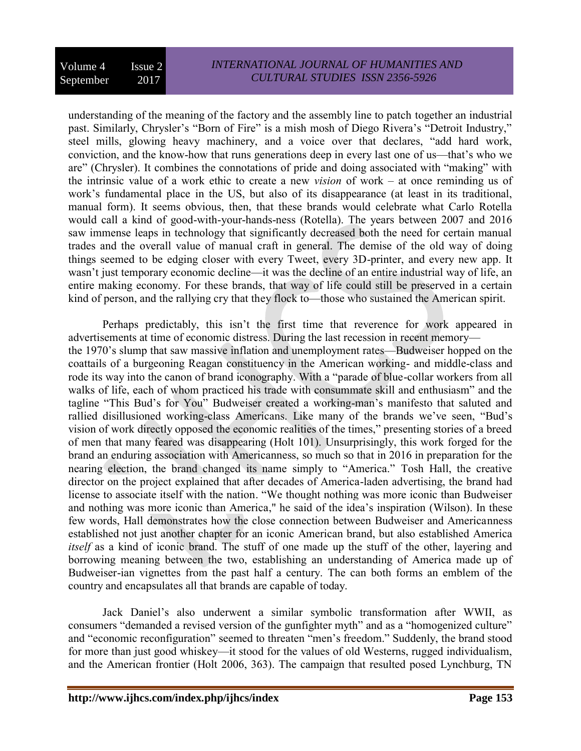understanding of the meaning of the factory and the assembly line to patch together an industrial past. Similarly, Chrysler's "Born of Fire" is a mish mosh of Diego Rivera's "Detroit Industry," steel mills, glowing heavy machinery, and a voice over that declares, "add hard work, conviction, and the know-how that runs generations deep in every last one of us—that's who we are" (Chrysler). It combines the connotations of pride and doing associated with "making" with the intrinsic value of a work ethic to create a new *vision* of work – at once reminding us of work's fundamental place in the US, but also of its disappearance (at least in its traditional, manual form). It seems obvious, then, that these brands would celebrate what Carlo Rotella would call a kind of good-with-your-hands-ness (Rotella). The years between 2007 and 2016 saw immense leaps in technology that significantly decreased both the need for certain manual trades and the overall value of manual craft in general. The demise of the old way of doing things seemed to be edging closer with every Tweet, every 3D-printer, and every new app. It wasn't just temporary economic decline—it was the decline of an entire industrial way of life, an entire making economy. For these brands, that way of life could still be preserved in a certain kind of person, and the rallying cry that they flock to—those who sustained the American spirit.

Perhaps predictably, this isn't the first time that reverence for work appeared in advertisements at time of economic distress. During the last recession in recent memory—the 1970's slump that saw massive inflation and unemployment rates—Budweiser hopped on the coattails of a burgeoning Reagan constituency in the American working- and middle-class and rode its way into the canon of brand iconography. With a "parade of blue-collar workers from all walks of life, each of whom practiced his trade with consummate skill and enthusiasm" and the tagline "This Bud's for You" Budweiser created a working-man's manifesto that saluted and rallied disillusioned working-class Americans. Like many of the brands we've seen, "Bud's vision of work directly opposed the economic realities of the times," presenting stories of a breed of men that many feared was disappearing (Holt 101). Unsurprisingly, this work forged for the brand an enduring association with Americanness, so much so that in 2016 in preparation for the nearing election, the brand changed its name simply to "America." Tosh Hall, the creative director on the project explained that after decades of America-laden advertising, the brand had license to associate itself with the nation. "We thought nothing was more iconic than Budweiser and nothing was more iconic than America," he said of the idea's inspiration (Wilson). In these few words, Hall demonstrates how the close connection between Budweiser and Americanness established not just another chapter for an iconic American brand, but also established America *itself* as a kind of iconic brand. The stuff of one made up the stuff of the other, layering and borrowing meaning between the two, establishing an understanding of America made up of Budweiser-ian vignettes from the past half a century. The can both forms an emblem of the country and encapsulates all that brands are capable of today.

Jack Daniel's also underwent a similar symbolic transformation after WWII, as consumers "demanded a revised version of the gunfighter myth" and as a "homogenized culture" and "economic reconfiguration" seemed to threaten "men's freedom." Suddenly, the brand stood for more than just good whiskey—it stood for the values of old Westerns, rugged individualism, and the American frontier (Holt 2006, 363). The campaign that resulted posed Lynchburg, TN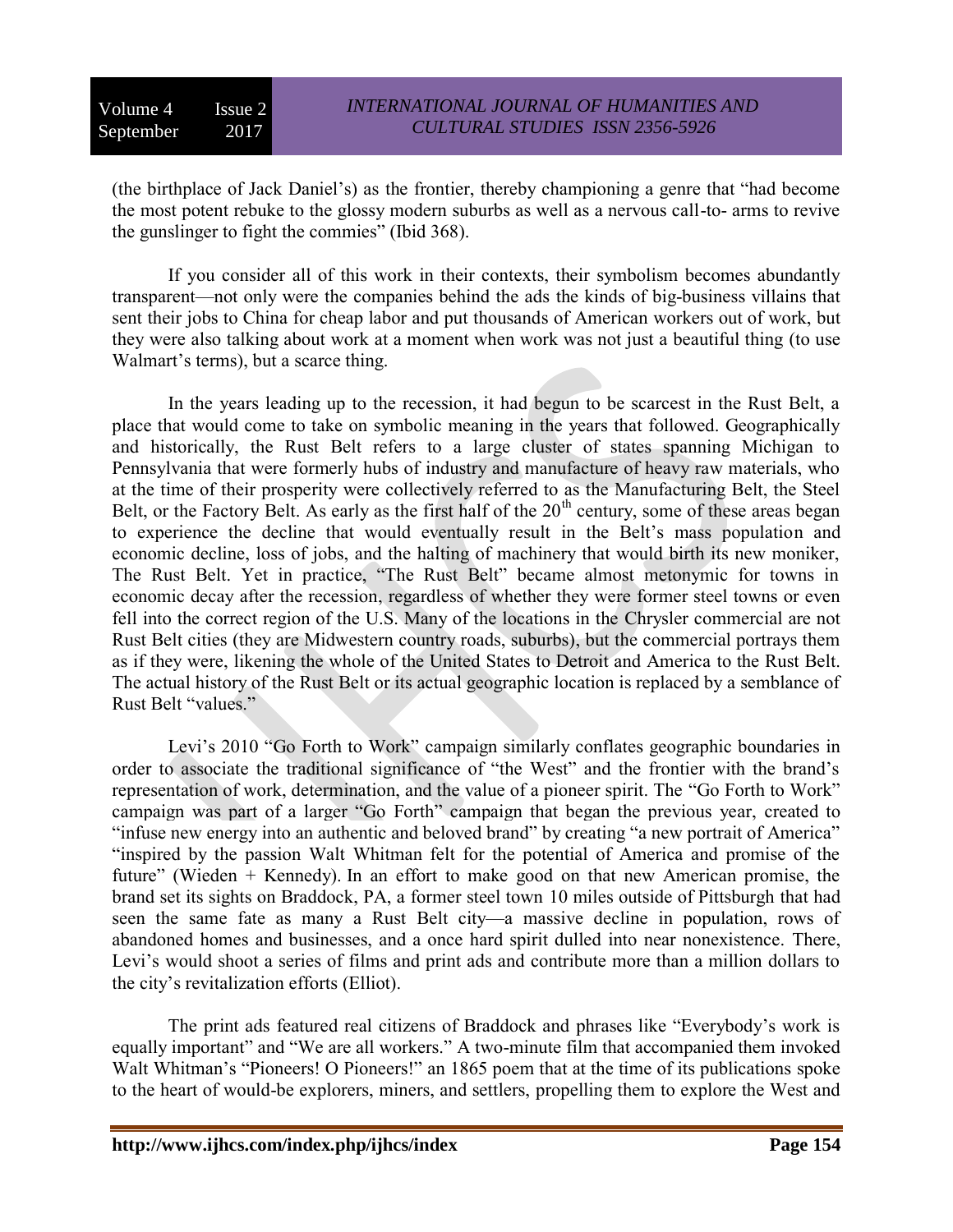(the birthplace of Jack Daniel's) as the frontier, thereby championing a genre that "had become the most potent rebuke to the glossy modern suburbs as well as a nervous call-to- arms to revive the gunslinger to fight the commies" (Ibid 368).

If you consider all of this work in their contexts, their symbolism becomes abundantly transparent—not only were the companies behind the ads the kinds of big-business villains that sent their jobs to China for cheap labor and put thousands of American workers out of work, but they were also talking about work at a moment when work was not just a beautiful thing (to use Walmart's terms), but a scarce thing.

In the years leading up to the recession, it had begun to be scarcest in the Rust Belt, a place that would come to take on symbolic meaning in the years that followed. Geographically and historically, the Rust Belt refers to a large cluster of states spanning Michigan to Pennsylvania that were formerly hubs of industry and manufacture of heavy raw materials, who at the time of their prosperity were collectively referred to as the Manufacturing Belt, the Steel Belt, or the Factory Belt. As early as the first half of the 20th century, some of these areas began to experience the decline that would eventually result in the Belt's mass population and economic decline, loss of jobs, and the halting of machinery that would birth its new moniker, The Rust Belt. Yet in practice, "The Rust Belt" became almost metonymic for towns in economic decay after the recession, regardless of whether they were former steel towns or even fell into the correct region of the U.S. Many of the locations in the Chrysler commercial are not Rust Belt cities (they are Midwestern country roads, suburbs), but the commercial portrays them as if they were, likening the whole of the United States to Detroit and America to the Rust Belt. The actual history of the Rust Belt or its actual geographic location is replaced by a semblance of Rust Belt "values."

Levi's 2010 "Go Forth to Work" campaign similarly conflates geographic boundaries in order to associate the traditional significance of "the West" and the frontier with the brand's representation of work, determination, and the value of a pioneer spirit. The "Go Forth to Work" campaign was part of a larger "Go Forth" campaign that began the previous year, created to "infuse new energy into an authentic and beloved brand" by creating "a new portrait of America" "inspired by the passion Walt Whitman felt for the potential of America and promise of the future" (Wieden + Kennedy). In an effort to make good on that new American promise, the brand set its sights on Braddock, PA, a former steel town 10 miles outside of Pittsburgh that had seen the same fate as many a Rust Belt city—a massive decline in population, rows of abandoned homes and businesses, and a once hard spirit dulled into near nonexistence. There, Levi's would shoot a series of films and print ads and contribute more than a million dollars to the city's revitalization efforts (Elliot).

The print ads featured real citizens of Braddock and phrases like "Everybody's work is equally important" and "We are all workers." A two-minute film that accompanied them invoked Walt Whitman's "Pioneers! O Pioneers!" an 1865 poem that at the time of its publications spoke to the heart of would-be explorers, miners, and settlers, propelling them to explore the West and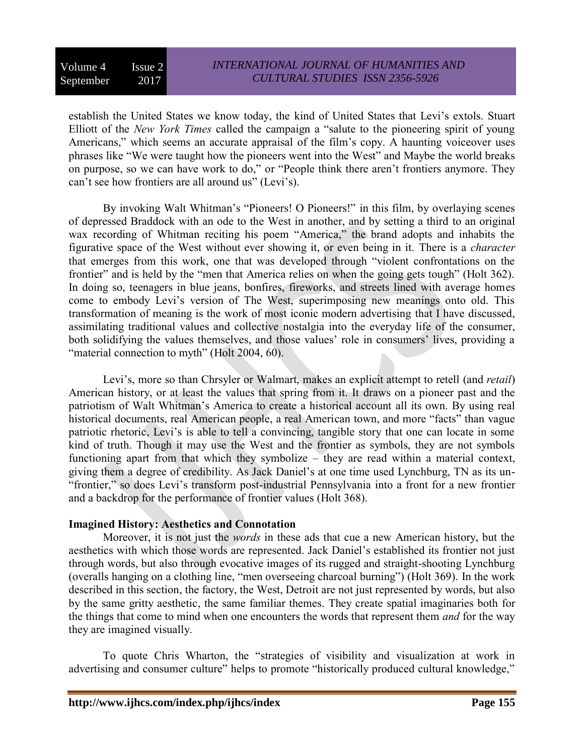establish the United States we know today, the kind of United States that Levi's extols. Stuart Elliott of the *New York Times* called the campaign a "salute to the pioneering spirit of young Americans," which seems an accurate appraisal of the film's copy. A haunting voiceover uses phrases like "We were taught how the pioneers went into the West" and Maybe the world breaks on purpose, so we can have work to do," or "People think there aren't frontiers anymore. They can't see how frontiers are all around us" (Levi's).

By invoking Walt Whitman's "Pioneers! O Pioneers!" in this film, by overlaying scenes of depressed Braddock with an ode to the West in another, and by setting a third to an original wax recording of Whitman reciting his poem "America," the brand adopts and inhabits the figurative space of the West without ever showing it, or even being in it. There is a *character* that emerges from this work, one that was developed through "violent confrontations on the frontier" and is held by the "men that America relies on when the going gets tough" (Holt 362). In doing so, teenagers in blue jeans, bonfires, fireworks, and streets lined with average homes come to embody Levi's version of The West, superimposing new meanings onto old. This transformation of meaning is the work of most iconic modern advertising that I have discussed, assimilating traditional values and collective nostalgia into the everyday life of the consumer, both solidifying the values themselves, and those values' role in consumers' lives, providing a "material connection to myth" (Holt 2004, 60).

Levi's, more so than Chrsyler or Walmart, makes an explicit attempt to retell (and *retail*) American history, or at least the values that spring from it. It draws on a pioneer past and the patriotism of Walt Whitman's America to create a historical account all its own. By using real historical documents, real American people, a real American town, and more "facts" than vague patriotic rhetoric, Levi's is able to tell a convincing, tangible story that one can locate in some kind of truth. Though it may use the West and the frontier as symbols, they are not symbols functioning apart from that which they symbolize – they are read within a material context, giving them a degree of credibility. As Jack Daniel's at one time used Lynchburg, TN as its un-"frontier," so does Levi's transform post-industrial Pennsylvania into a front for a new frontier and a backdrop for the performance of frontier values (Holt 368).

**Imagined History: Aesthetics and Connotation**

Moreover, it is not just the *words* in these ads that cue a new American history, but the aesthetics with which those words are represented. Jack Daniel's established its frontier not just through words, but also through evocative images of its rugged and straight-shooting Lynchburg (overalls hanging on a clothing line, "men overseeing charcoal burning") (Holt 369). In the work described in this section, the factory, the West, Detroit are not just represented by words, but also by the same gritty aesthetic, the same familiar themes. They create spatial imaginaries both for the things that come to mind when one encounters the words that represent them *and* for the way they are imagined visually.

To quote Chris Wharton, the "strategies of visibility and visualization at work in advertising and consumer culture" helps to promote "historically produced cultural knowledge,"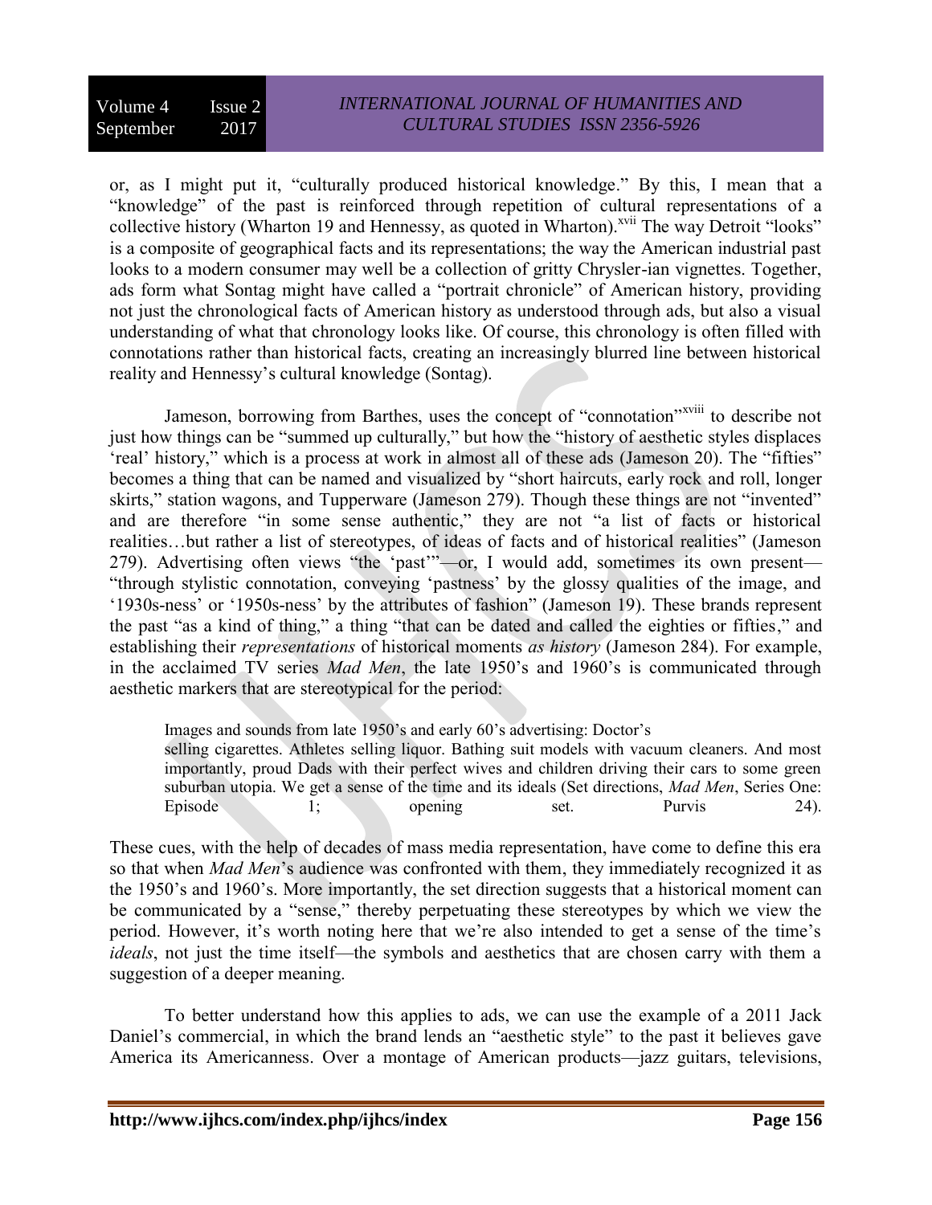or, as I might put it, "culturally produced historical knowledge." By this, I mean that a "knowledge" of the past is reinforced through repetition of cultural representations of a collective history (Wharton 19 and Hennessy, as quoted in Wharton).[xvii] The way Detroit "looks" is a composite of geographical facts and its representations; the way the American industrial past looks to a modern consumer may well be a collection of gritty Chrysler-ian vignettes. Together, ads form what Sontag might have called a "portrait chronicle" of American history, providing not just the chronological facts of American history as understood through ads, but also a visual understanding of what that chronology looks like. Of course, this chronology is often filled with connotations rather than historical facts, creating an increasingly blurred line between historical reality and Hennessy's cultural knowledge (Sontag).

Jameson, borrowing from Barthes, uses the concept of "connotation"[xviii] to describe not just how things can be "summed up culturally," but how the "history of aesthetic styles displaces 'real' history," which is a process at work in almost all of these ads (Jameson 20). The "fifties" becomes a thing that can be named and visualized by "short haircuts, early rock and roll, longer skirts," station wagons, and Tupperware (Jameson 279). Though these things are not "invented" and are therefore "in some sense authentic," they are not "a list of facts or historical realities…but rather a list of stereotypes, of ideas of facts and of historical realities" (Jameson 279). Advertising often views "the 'past'"—or, I would add, sometimes its own present—"through stylistic connotation, conveying 'pastness' by the glossy qualities of the image, and '1930s-ness' or '1950s-ness' by the attributes of fashion" (Jameson 19). These brands represent the past "as a kind of thing," a thing "that can be dated and called the eighties or fifties," and establishing their *representations* of historical moments *as history* (Jameson 284). For example, in the acclaimed TV series *Mad Men*, the late 1950's and 1960's is communicated through aesthetic markers that are stereotypical for the period:

> Images and sounds from late 1950's and early 60's advertising: Doctor's selling cigarettes. Athletes selling liquor. Bathing suit models with vacuum cleaners. And most importantly, proud Dads with their perfect wives and children driving their cars to some green suburban utopia. We get a sense of the time and its ideals (Set directions, *Mad Men*, Series One: Episode 1; opening set. Purvis 24).

These cues, with the help of decades of mass media representation, have come to define this era so that when *Mad Men*'s audience was confronted with them, they immediately recognized it as the 1950's and 1960's. More importantly, the set direction suggests that a historical moment can be communicated by a "sense," thereby perpetuating these stereotypes by which we view the period. However, it's worth noting here that we're also intended to get a sense of the time's *ideals*, not just the time itself—the symbols and aesthetics that are chosen carry with them a suggestion of a deeper meaning.

To better understand how this applies to ads, we can use the example of a 2011 Jack Daniel's commercial, in which the brand lends an "aesthetic style" to the past it believes gave America its Americanness. Over a montage of American products—jazz guitars, televisions,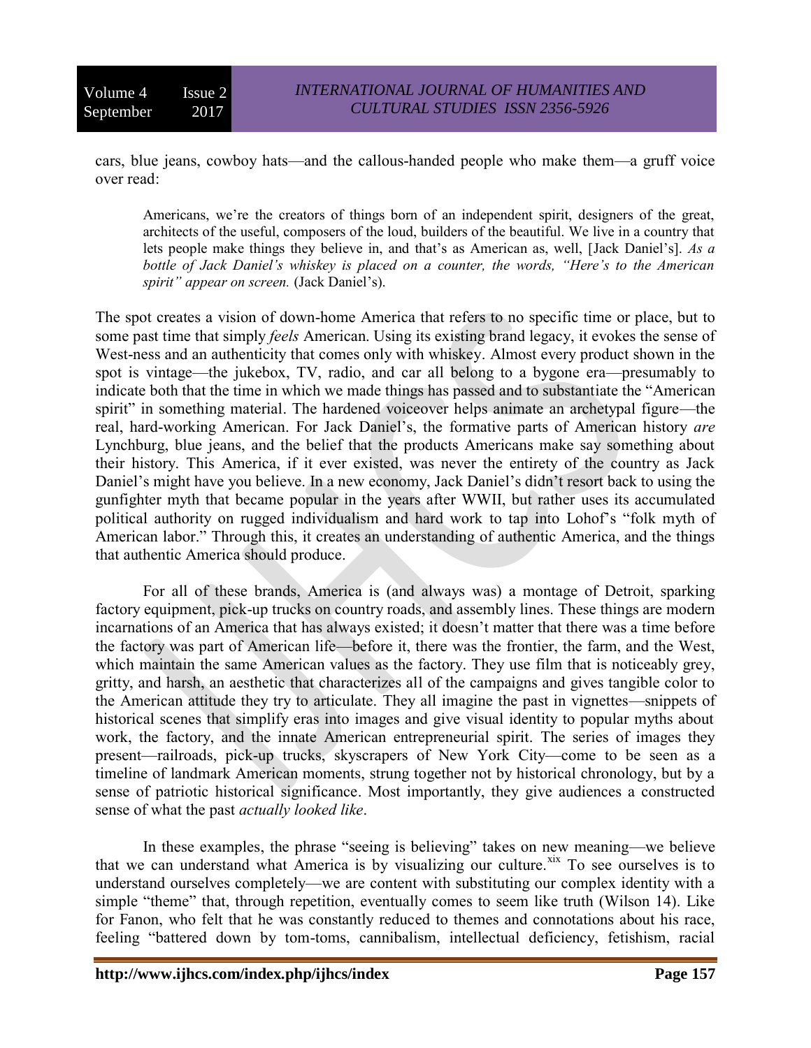cars, blue jeans, cowboy hats—and the callous-handed people who make them—a gruff voice over read:

> Americans, we're the creators of things born of an independent spirit, designers of the great, architects of the useful, composers of the loud, builders of the beautiful. We live in a country that lets people make things they believe in, and that's as American as, well, [Jack Daniel's]. *As a bottle of Jack Daniel's whiskey is placed on a counter, the words, "Here's to the American spirit" appear on screen.* (Jack Daniel's).

The spot creates a vision of down-home America that refers to no specific time or place, but to some past time that simply *feels* American. Using its existing brand legacy, it evokes the sense of West-ness and an authenticity that comes only with whiskey. Almost every product shown in the spot is vintage—the jukebox, TV, radio, and car all belong to a bygone era—presumably to indicate both that the time in which we made things has passed and to substantiate the "American spirit" in something material. The hardened voiceover helps animate an archetypal figure—the real, hard-working American. For Jack Daniel's, the formative parts of American history *are* Lynchburg, blue jeans, and the belief that the products Americans make say something about their history. This America, if it ever existed, was never the entirety of the country as Jack Daniel's might have you believe. In a new economy, Jack Daniel's didn't resort back to using the gunfighter myth that became popular in the years after WWII, but rather uses its accumulated political authority on rugged individualism and hard work to tap into Lohof's "folk myth of American labor." Through this, it creates an understanding of authentic America, and the things that authentic America should produce.

For all of these brands, America is (and always was) a montage of Detroit, sparking factory equipment, pick-up trucks on country roads, and assembly lines. These things are modern incarnations of an America that has always existed; it doesn't matter that there was a time before the factory was part of American life—before it, there was the frontier, the farm, and the West, which maintain the same American values as the factory. They use film that is noticeably grey, gritty, and harsh, an aesthetic that characterizes all of the campaigns and gives tangible color to the American attitude they try to articulate. They all imagine the past in vignettes—snippets of historical scenes that simplify eras into images and give visual identity to popular myths about work, the factory, and the innate American entrepreneurial spirit. The series of images they present—railroads, pick-up trucks, skyscrapers of New York City—come to be seen as a timeline of landmark American moments, strung together not by historical chronology, but by a sense of patriotic historical significance. Most importantly, they give audiences a constructed sense of what the past *actually looked like*.

In these examples, the phrase "seeing is believing" takes on new meaning—we believe that we can understand what America is by visualizing our culture.[xix] To see ourselves is to understand ourselves completely—we are content with substituting our complex identity with a simple "theme" that, through repetition, eventually comes to seem like truth (Wilson 14). Like for Fanon, who felt that he was constantly reduced to themes and connotations about his race, feeling "battered down by tom-toms, cannibalism, intellectual deficiency, fetishism, racial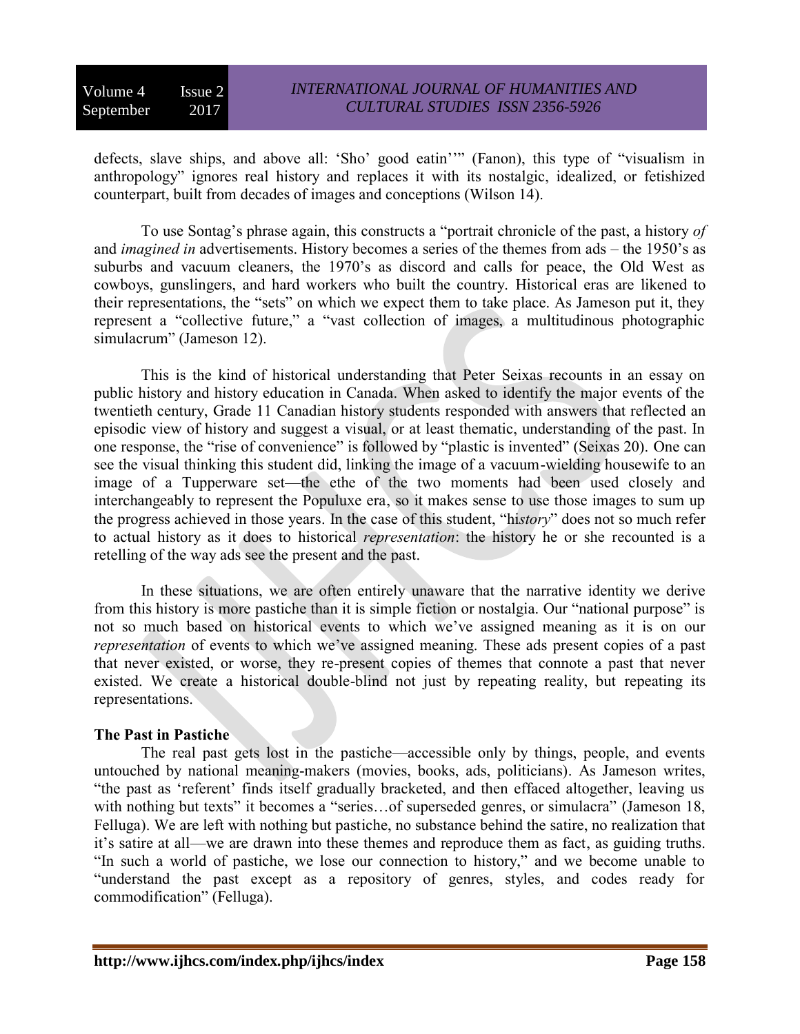defects, slave ships, and above all: 'Sho' good eatin''" (Fanon), this type of "visualism in anthropology" ignores real history and replaces it with its nostalgic, idealized, or fetishized counterpart, built from decades of images and conceptions (Wilson 14).

To use Sontag's phrase again, this constructs a "portrait chronicle of the past, a history *of* and *imagined in* advertisements. History becomes a series of the themes from ads – the 1950's as suburbs and vacuum cleaners, the 1970's as discord and calls for peace, the Old West as cowboys, gunslingers, and hard workers who built the country. Historical eras are likened to their representations, the "sets" on which we expect them to take place. As Jameson put it, they represent a "collective future," a "vast collection of images, a multitudinous photographic simulacrum" (Jameson 12).

This is the kind of historical understanding that Peter Seixas recounts in an essay on public history and history education in Canada. When asked to identify the major events of the twentieth century, Grade 11 Canadian history students responded with answers that reflected an episodic view of history and suggest a visual, or at least thematic, understanding of the past. In one response, the "rise of convenience" is followed by "plastic is invented" (Seixas 20). One can see the visual thinking this student did, linking the image of a vacuum-wielding housewife to an image of a Tupperware set—the ethe of the two moments had been used closely and interchangeably to represent the Populuxe era, so it makes sense to use those images to sum up the progress achieved in those years. In the case of this student, "hi*story*" does not so much refer to actual history as it does to historical *representation*: the history he or she recounted is a retelling of the way ads see the present and the past.

In these situations, we are often entirely unaware that the narrative identity we derive from this history is more pastiche than it is simple fiction or nostalgia. Our "national purpose" is not so much based on historical events to which we've assigned meaning as it is on our *representation* of events to which we've assigned meaning. These ads present copies of a past that never existed, or worse, they re-present copies of themes that connote a past that never existed. We create a historical double-blind not just by repeating reality, but repeating its representations.

**The Past in Pastiche**

The real past gets lost in the pastiche—accessible only by things, people, and events untouched by national meaning-makers (movies, books, ads, politicians). As Jameson writes, "the past as 'referent' finds itself gradually bracketed, and then effaced altogether, leaving us with nothing but texts" it becomes a "series…of superseded genres, or simulacra" (Jameson 18, Felluga). We are left with nothing but pastiche, no substance behind the satire, no realization that it's satire at all—we are drawn into these themes and reproduce them as fact, as guiding truths. "In such a world of pastiche, we lose our connection to history," and we become unable to "understand the past except as a repository of genres, styles, and codes ready for commodification" (Felluga).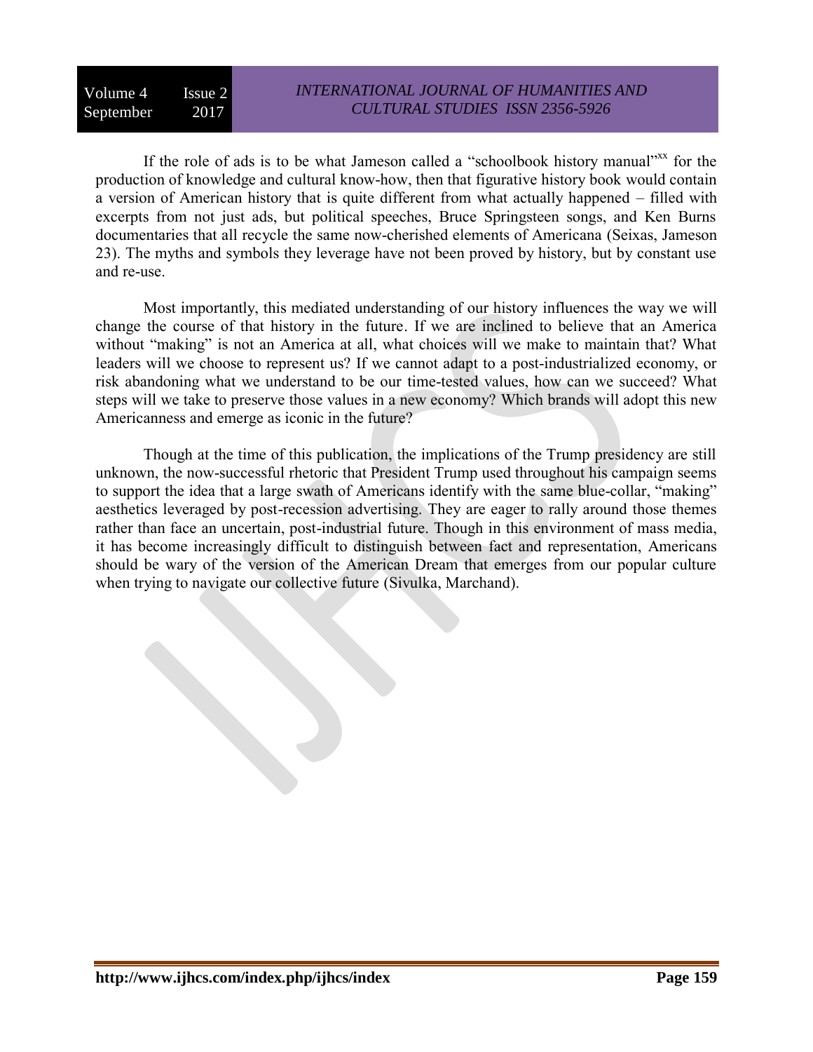If the role of ads is to be what Jameson called a "schoolbook history manual"[xx] for the production of knowledge and cultural know-how, then that figurative history book would contain a version of American history that is quite different from what actually happened – filled with excerpts from not just ads, but political speeches, Bruce Springsteen songs, and Ken Burns documentaries that all recycle the same now-cherished elements of Americana (Seixas, Jameson 23). The myths and symbols they leverage have not been proved by history, but by constant use and re-use.

Most importantly, this mediated understanding of our history influences the way we will change the course of that history in the future. If we are inclined to believe that an America without "making" is not an America at all, what choices will we make to maintain that? What leaders will we choose to represent us? If we cannot adapt to a post-industrialized economy, or risk abandoning what we understand to be our time-tested values, how can we succeed? What steps will we take to preserve those values in a new economy? Which brands will adopt this new Americanness and emerge as iconic in the future?

Though at the time of this publication, the implications of the Trump presidency are still unknown, the now-successful rhetoric that President Trump used throughout his campaign seems to support the idea that a large swath of Americans identify with the same blue-collar, "making" aesthetics leveraged by post-recession advertising. They are eager to rally around those themes rather than face an uncertain, post-industrial future. Though in this environment of mass media, it has become increasingly difficult to distinguish between fact and representation, Americans should be wary of the version of the American Dream that emerges from our popular culture when trying to navigate our collective future (Sivulka, Marchand).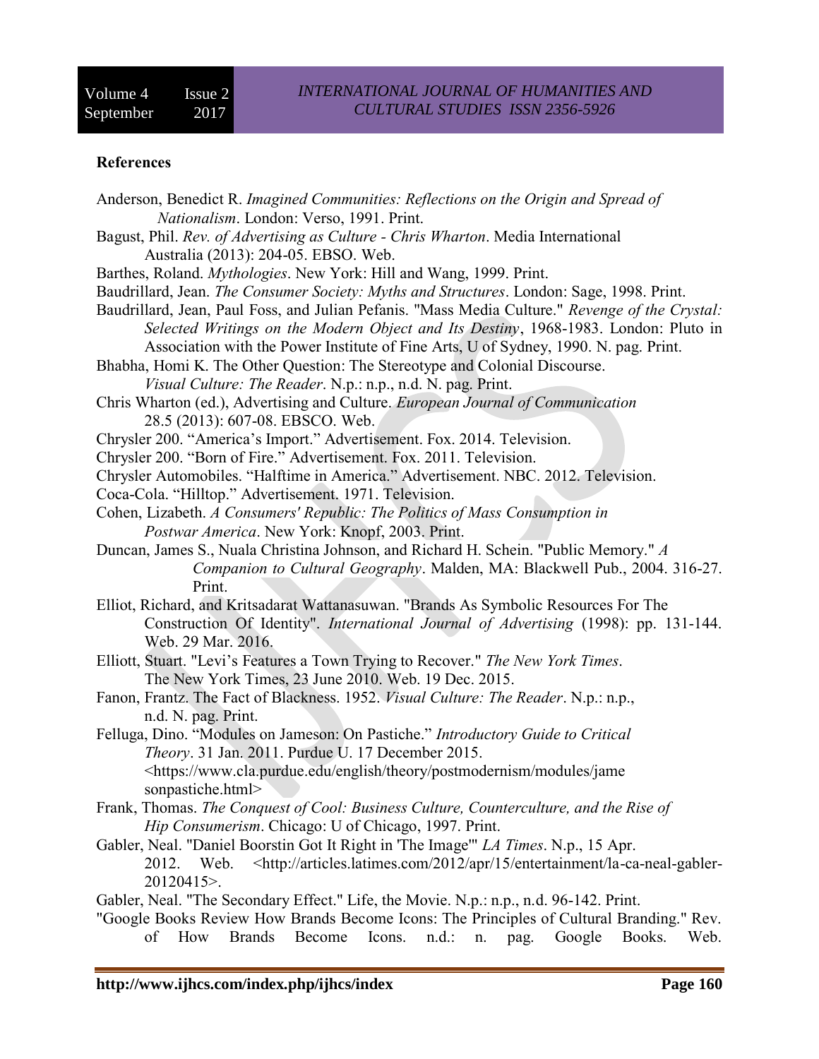**References**

Anderson, Benedict R. *Imagined Communities: Reflections on the Origin and Spread of Nationalism*. London: Verso, 1991. Print.

Bagust, Phil. *Rev. of Advertising as Culture - Chris Wharton*. Media International Australia (2013): 204-05. EBSO. Web.

Barthes, Roland. *Mythologies*. New York: Hill and Wang, 1999. Print.

Baudrillard, Jean. *The Consumer Society: Myths and Structures*. London: Sage, 1998. Print.

Baudrillard, Jean, Paul Foss, and Julian Pefanis. "Mass Media Culture." *Revenge of the Crystal: Selected Writings on the Modern Object and Its Destiny*, 1968-1983. London: Pluto in Association with the Power Institute of Fine Arts, U of Sydney, 1990. N. pag. Print.

Bhabha, Homi K. The Other Question: The Stereotype and Colonial Discourse. *Visual Culture: The Reader*. N.p.: n.p., n.d. N. pag. Print.

Chris Wharton (ed.), Advertising and Culture. *European Journal of Communication* 28.5 (2013): 607-08. EBSCO. Web.

Chrysler 200. "America's Import." Advertisement. Fox. 2014. Television.

Chrysler 200. "Born of Fire." Advertisement. Fox. 2011. Television.

Chrysler Automobiles. "Halftime in America." Advertisement. NBC. 2012. Television.

Coca-Cola. "Hilltop." Advertisement. 1971. Television.

Cohen, Lizabeth. *A Consumers' Republic: The Politics of Mass Consumption in Postwar America*. New York: Knopf, 2003. Print.

Duncan, James S., Nuala Christina Johnson, and Richard H. Schein. "Public Memory." *A Companion to Cultural Geography*. Malden, MA: Blackwell Pub., 2004. 316-27. Print.

Elliot, Richard, and Kritsadarat Wattanasuwan. "Brands As Symbolic Resources For The Construction Of Identity". *International Journal of Advertising* (1998): pp. 131-144. Web. 29 Mar. 2016.

Elliott, Stuart. "Levi's Features a Town Trying to Recover." *The New York Times*. The New York Times, 23 June 2010. Web. 19 Dec. 2015.

Fanon, Frantz. The Fact of Blackness. 1952. *Visual Culture: The Reader*. N.p.: n.p., n.d. N. pag. Print.

Felluga, Dino. "Modules on Jameson: On Pastiche." *Introductory Guide to Critical Theory*. 31 Jan. 2011. Purdue U. 17 December 2015. <https://www.cla.purdue.edu/english/theory/postmodernism/modules/jamesonpastiche.html>

Frank, Thomas. *The Conquest of Cool: Business Culture, Counterculture, and the Rise of Hip Consumerism*. Chicago: U of Chicago, 1997. Print.

Gabler, Neal. "Daniel Boorstin Got It Right in 'The Image'" *LA Times*. N.p., 15 Apr. 2012. Web. <http://articles.latimes.com/2012/apr/15/entertainment/la-ca-neal-gabler-20120415>.

Gabler, Neal. "The Secondary Effect." Life, the Movie. N.p.: n.p., n.d. 96-142. Print.

"Google Books Review How Brands Become Icons: The Principles of Cultural Branding." Rev. of How Brands Become Icons. n.d.: n. pag. Google Books. Web.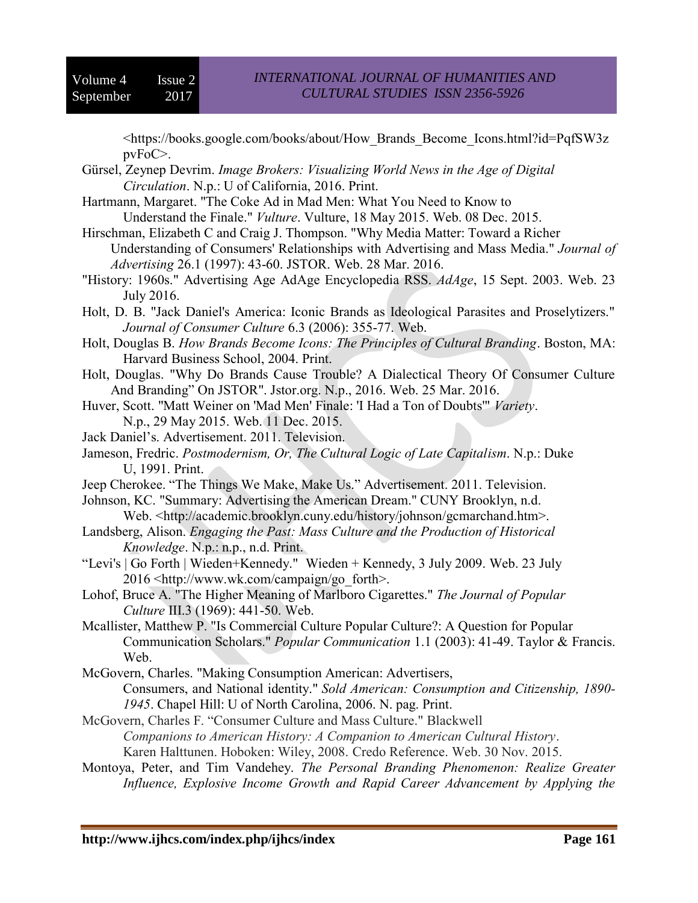<https://books.google.com/books/about/How_Brands_Become_Icons.html?id=PqfSW3zpvFoC>.

Gürsel, Zeynep Devrim. *Image Brokers: Visualizing World News in the Age of Digital Circulation*. N.p.: U of California, 2016. Print.

Hartmann, Margaret. "The Coke Ad in Mad Men: What You Need to Know to Understand the Finale." *Vulture*. Vulture, 18 May 2015. Web. 08 Dec. 2015.

Hirschman, Elizabeth C and Craig J. Thompson. "Why Media Matter: Toward a Richer Understanding of Consumers' Relationships with Advertising and Mass Media." *Journal of Advertising* 26.1 (1997): 43-60. JSTOR. Web. 28 Mar. 2016.

"History: 1960s." Advertising Age AdAge Encyclopedia RSS. *AdAge*, 15 Sept. 2003. Web. 23 July 2016.

Holt, D. B. "Jack Daniel's America: Iconic Brands as Ideological Parasites and Proselytizers." *Journal of Consumer Culture* 6.3 (2006): 355-77. Web.

Holt, Douglas B. *How Brands Become Icons: The Principles of Cultural Branding*. Boston, MA: Harvard Business School, 2004. Print.

Holt, Douglas. "Why Do Brands Cause Trouble? A Dialectical Theory Of Consumer Culture And Branding" On JSTOR". Jstor.org. N.p., 2016. Web. 25 Mar. 2016.

Huver, Scott. "Matt Weiner on 'Mad Men' Finale: 'I Had a Ton of Doubts'" *Variety*. N.p., 29 May 2015. Web. 11 Dec. 2015.

Jack Daniel's. Advertisement. 2011. Television.

Jameson, Fredric. *Postmodernism, Or, The Cultural Logic of Late Capitalism*. N.p.: Duke U, 1991. Print.

Jeep Cherokee. "The Things We Make, Make Us." Advertisement. 2011. Television.

Johnson, KC. "Summary: Advertising the American Dream." CUNY Brooklyn, n.d. Web. <http://academic.brooklyn.cuny.edu/history/johnson/gcmarchand.htm>.

Landsberg, Alison. *Engaging the Past: Mass Culture and the Production of Historical Knowledge*. N.p.: n.p., n.d. Print.

"Levi's | Go Forth | Wieden+Kennedy." Wieden + Kennedy, 3 July 2009. Web. 23 July 2016 <http://www.wk.com/campaign/go_forth>.

Lohof, Bruce A. "The Higher Meaning of Marlboro Cigarettes." *The Journal of Popular Culture* III.3 (1969): 441-50. Web.

Mcallister, Matthew P. "Is Commercial Culture Popular Culture?: A Question for Popular Communication Scholars." *Popular Communication* 1.1 (2003): 41-49. Taylor & Francis. Web.

McGovern, Charles. "Making Consumption American: Advertisers, Consumers, and National identity." *Sold American: Consumption and Citizenship, 1890-1945*. Chapel Hill: U of North Carolina, 2006. N. pag. Print.

McGovern, Charles F. "Consumer Culture and Mass Culture." Blackwell *Companions to American History: A Companion to American Cultural History*. Karen Halttunen. Hoboken: Wiley, 2008. Credo Reference. Web. 30 Nov. 2015.

Montoya, Peter, and Tim Vandehey. *The Personal Branding Phenomenon: Realize Greater Influence, Explosive Income Growth and Rapid Career Advancement by Applying the*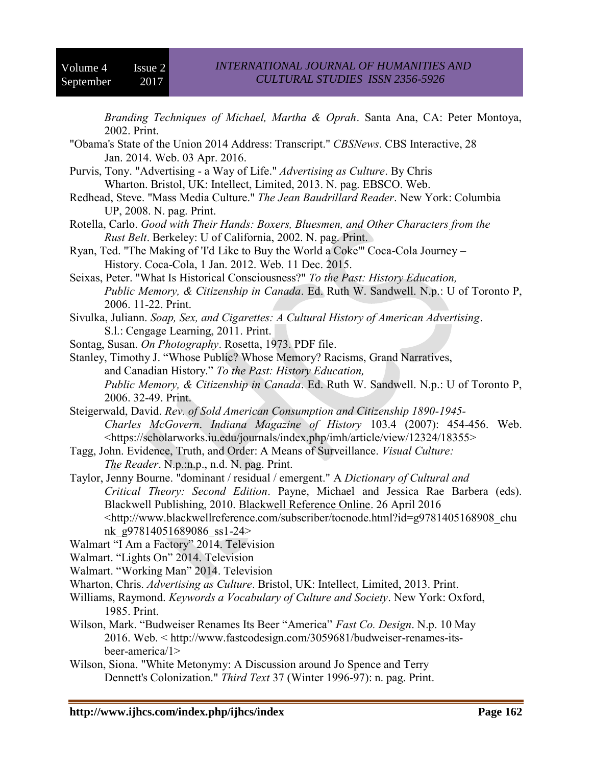*Branding Techniques of Michael, Martha & Oprah*. Santa Ana, CA: Peter Montoya, 2002. Print.

"Obama's State of the Union 2014 Address: Transcript." *CBSNews*. CBS Interactive, 28 Jan. 2014. Web. 03 Apr. 2016.

Purvis, Tony. "Advertising - a Way of Life." *Advertising as Culture*. By Chris Wharton. Bristol, UK: Intellect, Limited, 2013. N. pag. EBSCO. Web.

Redhead, Steve. "Mass Media Culture." *The Jean Baudrillard Reader*. New York: Columbia UP, 2008. N. pag. Print.

Rotella, Carlo. *Good with Their Hands: Boxers, Bluesmen, and Other Characters from the Rust Belt*. Berkeley: U of California, 2002. N. pag. Print.

Ryan, Ted. "The Making of 'I'd Like to Buy the World a Coke'" Coca-Cola Journey – History. Coca-Cola, 1 Jan. 2012. Web. 11 Dec. 2015.

Seixas, Peter. "What Is Historical Consciousness?" *To the Past: History Education, Public Memory, & Citizenship in Canada*. Ed. Ruth W. Sandwell. N.p.: U of Toronto P, 2006. 11-22. Print.

Sivulka, Juliann. *Soap, Sex, and Cigarettes: A Cultural History of American Advertising*. S.l.: Cengage Learning, 2011. Print.

Sontag, Susan. *On Photography*. Rosetta, 1973. PDF file.

Stanley, Timothy J. "Whose Public? Whose Memory? Racisms, Grand Narratives, and Canadian History." *To the Past: History Education, Public Memory, & Citizenship in Canada*. Ed. Ruth W. Sandwell. N.p.: U of Toronto P, 2006. 32-49. Print.

Steigerwald, David. *Rev. of Sold American Consumption and Citizenship 1890-1945- Charles McGovern*. *Indiana Magazine of History* 103.4 (2007): 454-456. Web. <https://scholarworks.iu.edu/journals/index.php/imh/article/view/12324/18355>

Tagg, John. Evidence, Truth, and Order: A Means of Surveillance. *Visual Culture: The Reader*. N.p.:n.p., n.d. N. pag. Print.

Taylor, Jenny Bourne. "dominant / residual / emergent." A *Dictionary of Cultural and Critical Theory: Second Edition*. Payne, Michael and Jessica Rae Barbera (eds). Blackwell Publishing, 2010. Blackwell Reference Online. 26 April 2016 <http://www.blackwellreference.com/subscriber/tocnode.html?id=g9781405168908_chunk_g97814051689086_ss1-24>

Walmart "I Am a Factory" 2014. Television

Walmart. "Lights On" 2014. Television

Walmart. "Working Man" 2014. Television

Wharton, Chris. *Advertising as Culture*. Bristol, UK: Intellect, Limited, 2013. Print.

Williams, Raymond. *Keywords a Vocabulary of Culture and Society*. New York: Oxford, 1985. Print.

Wilson, Mark. "Budweiser Renames Its Beer "America" *Fast Co. Design*. N.p. 10 May 2016. Web. < http://www.fastcodesign.com/3059681/budweiser-renames-its-beer-america/1>

Wilson, Siona. "White Metonymy: A Discussion around Jo Spence and Terry Dennett's Colonization." *Third Text* 37 (Winter 1996-97): n. pag. Print.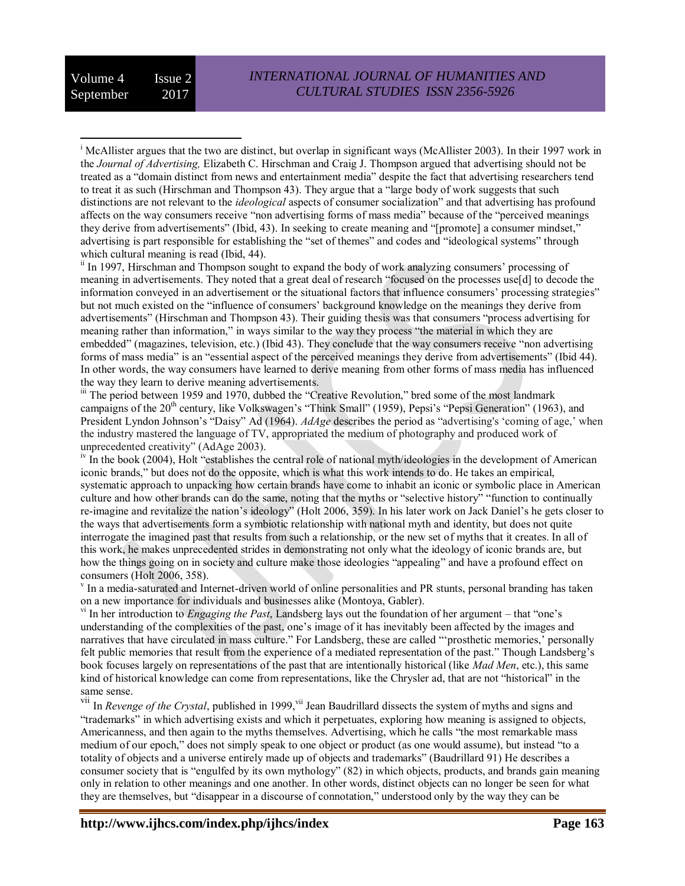[i] McAllister argues that the two are distinct, but overlap in significant ways (McAllister 2003). In their 1997 work in the *Journal of Advertising,* Elizabeth C. Hirschman and Craig J. Thompson argued that advertising should not be treated as a "domain distinct from news and entertainment media" despite the fact that advertising researchers tend to treat it as such (Hirschman and Thompson 43). They argue that a "large body of work suggests that such distinctions are not relevant to the *ideological* aspects of consumer socialization" and that advertising has profound affects on the way consumers receive "non advertising forms of mass media" because of the "perceived meanings they derive from advertisements" (Ibid, 43). In seeking to create meaning and "[promote] a consumer mindset," advertising is part responsible for establishing the "set of themes" and codes and "ideological systems" through which cultural meaning is read (Ibid, 44).

[ii] In 1997, Hirschman and Thompson sought to expand the body of work analyzing consumers' processing of meaning in advertisements. They noted that a great deal of research "focused on the processes use[d] to decode the information conveyed in an advertisement or the situational factors that influence consumers' processing strategies" but not much existed on the "influence of consumers' background knowledge on the meanings they derive from advertisements" (Hirschman and Thompson 43). Their guiding thesis was that consumers "process advertising for meaning rather than information," in ways similar to the way they process "the material in which they are embedded" (magazines, television, etc.) (Ibid 43). They conclude that the way consumers receive "non advertising forms of mass media" is an "essential aspect of the perceived meanings they derive from advertisements" (Ibid 44). In other words, the way consumers have learned to derive meaning from other forms of mass media has influenced the way they learn to derive meaning advertisements.

[iii] The period between 1959 and 1970, dubbed the "Creative Revolution," bred some of the most landmark campaigns of the 20th century, like Volkswagen's "Think Small" (1959), Pepsi's "Pepsi Generation" (1963), and President Lyndon Johnson's "Daisy" Ad (1964). *AdAge* describes the period as "advertising's 'coming of age,' when the industry mastered the language of TV, appropriated the medium of photography and produced work of unprecedented creativity" (AdAge 2003).

[iv] In the book (2004), Holt "establishes the central role of national myth/ideologies in the development of American iconic brands," but does not do the opposite, which is what this work intends to do. He takes an empirical, systematic approach to unpacking how certain brands have come to inhabit an iconic or symbolic place in American culture and how other brands can do the same, noting that the myths or "selective history" "function to continually re-imagine and revitalize the nation's ideology" (Holt 2006, 359). In his later work on Jack Daniel's he gets closer to the ways that advertisements form a symbiotic relationship with national myth and identity, but does not quite interrogate the imagined past that results from such a relationship, or the new set of myths that it creates. In all of this work, he makes unprecedented strides in demonstrating not only what the ideology of iconic brands are, but how the things going on in society and culture make those ideologies "appealing" and have a profound effect on consumers (Holt 2006, 358).

[v] In a media-saturated and Internet-driven world of online personalities and PR stunts, personal branding has taken on a new importance for individuals and businesses alike (Montoya, Gabler).

[vi] In her introduction to *Engaging the Past*, Landsberg lays out the foundation of her argument – that "one's understanding of the complexities of the past, one's image of it has inevitably been affected by the images and narratives that have circulated in mass culture." For Landsberg, these are called "'prosthetic memories,' personally felt public memories that result from the experience of a mediated representation of the past." Though Landsberg's book focuses largely on representations of the past that are intentionally historical (like *Mad Men*, etc.), this same kind of historical knowledge can come from representations, like the Chrysler ad, that are not "historical" in the same sense.

[vii] In *Revenge of the Crystal*, published in 1999,[vii] Jean Baudrillard dissects the system of myths and signs and "trademarks" in which advertising exists and which it perpetuates, exploring how meaning is assigned to objects, Americanness, and then again to the myths themselves. Advertising, which he calls "the most remarkable mass medium of our epoch," does not simply speak to one object or product (as one would assume), but instead "to a totality of objects and a universe entirely made up of objects and trademarks" (Baudrillard 91) He describes a consumer society that is "engulfed by its own mythology" (82) in which objects, products, and brands gain meaning only in relation to other meanings and one another. In other words, distinct objects can no longer be seen for what they are themselves, but "disappear in a discourse of connotation," understood only by the way they can be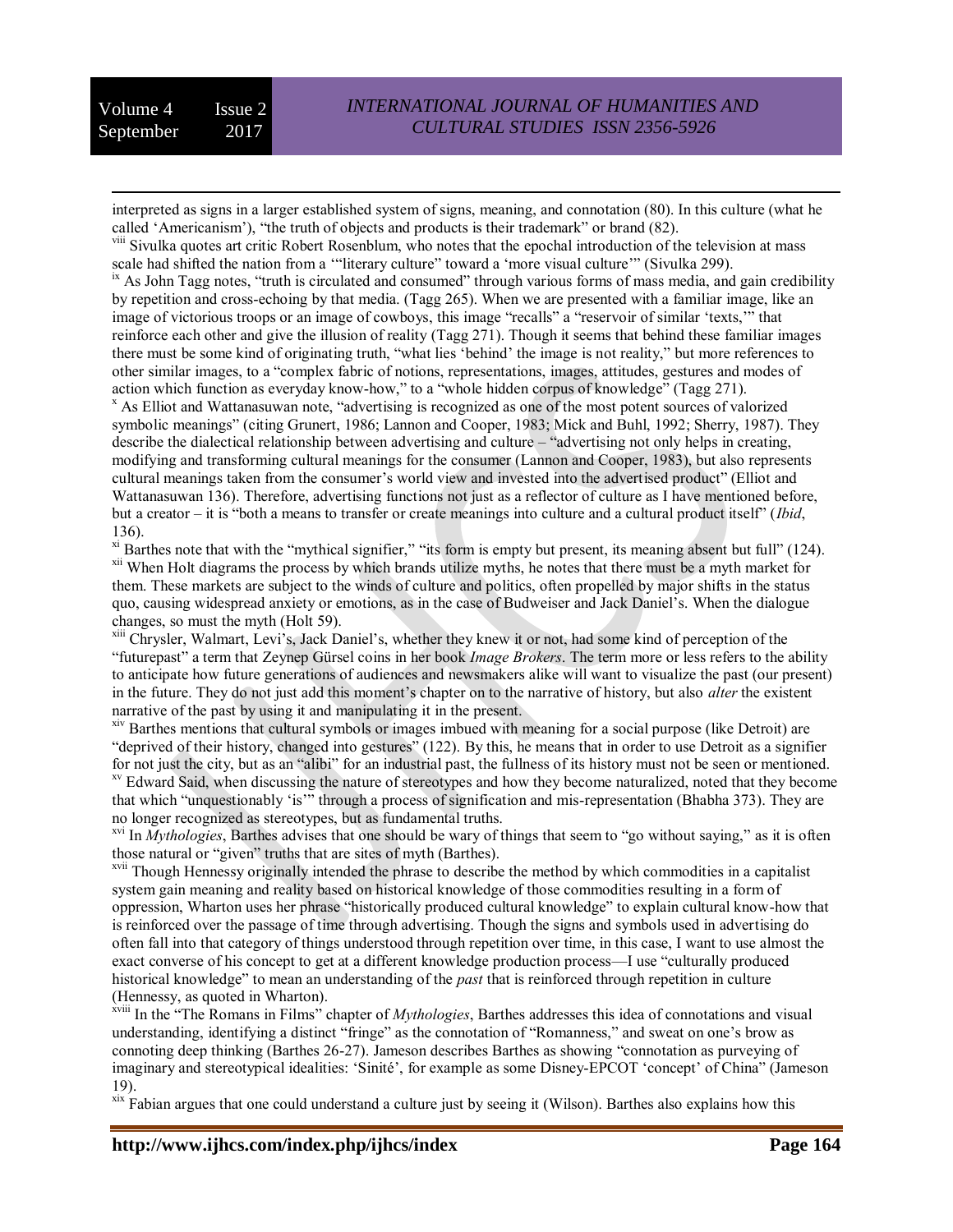interpreted as signs in a larger established system of signs, meaning, and connotation (80). In this culture (what he called 'Americanism'), "the truth of objects and products is their trademark" or brand (82).

[viii] Sivulka quotes art critic Robert Rosenblum, who notes that the epochal introduction of the television at mass scale had shifted the nation from a '"literary culture" toward a 'more visual culture'" (Sivulka 299).

[ix] As John Tagg notes, "truth is circulated and consumed" through various forms of mass media, and gain credibility by repetition and cross-echoing by that media. (Tagg 265). When we are presented with a familiar image, like an image of victorious troops or an image of cowboys, this image "recalls" a "reservoir of similar 'texts,'" that reinforce each other and give the illusion of reality (Tagg 271). Though it seems that behind these familiar images there must be some kind of originating truth, "what lies 'behind' the image is not reality," but more references to other similar images, to a "complex fabric of notions, representations, images, attitudes, gestures and modes of action which function as everyday know-how," to a "whole hidden corpus of knowledge" (Tagg 271).

[x] As Elliot and Wattanasuwan note, "advertising is recognized as one of the most potent sources of valorized symbolic meanings" (citing Grunert, 1986; Lannon and Cooper, 1983; Mick and Buhl, 1992; Sherry, 1987). They describe the dialectical relationship between advertising and culture – "advertising not only helps in creating, modifying and transforming cultural meanings for the consumer (Lannon and Cooper, 1983), but also represents cultural meanings taken from the consumer's world view and invested into the advertised product" (Elliot and Wattanasuwan 136). Therefore, advertising functions not just as a reflector of culture as I have mentioned before, but a creator – it is "both a means to transfer or create meanings into culture and a cultural product itself" (*Ibid*, 136).

[xi] Barthes note that with the "mythical signifier," "its form is empty but present, its meaning absent but full" (124).

[xii] When Holt diagrams the process by which brands utilize myths, he notes that there must be a myth market for them. These markets are subject to the winds of culture and politics, often propelled by major shifts in the status quo, causing widespread anxiety or emotions, as in the case of Budweiser and Jack Daniel's. When the dialogue changes, so must the myth (Holt 59).

[xiii] Chrysler, Walmart, Levi's, Jack Daniel's, whether they knew it or not, had some kind of perception of the "futurepast" a term that Zeynep Gürsel coins in her book *Image Brokers*. The term more or less refers to the ability to anticipate how future generations of audiences and newsmakers alike will want to visualize the past (our present) in the future. They do not just add this moment's chapter on to the narrative of history, but also *alter* the existent narrative of the past by using it and manipulating it in the present.

[xiv] Barthes mentions that cultural symbols or images imbued with meaning for a social purpose (like Detroit) are "deprived of their history, changed into gestures" (122). By this, he means that in order to use Detroit as a signifier for not just the city, but as an "alibi" for an industrial past, the fullness of its history must not be seen or mentioned.

[xv] Edward Said, when discussing the nature of stereotypes and how they become naturalized, noted that they become that which "unquestionably 'is'" through a process of signification and mis-representation (Bhabha 373). They are no longer recognized as stereotypes, but as fundamental truths.

[xvi] In *Mythologies*, Barthes advises that one should be wary of things that seem to "go without saying," as it is often those natural or "given" truths that are sites of myth (Barthes).

[xvii] Though Hennessy originally intended the phrase to describe the method by which commodities in a capitalist system gain meaning and reality based on historical knowledge of those commodities resulting in a form of oppression, Wharton uses her phrase "historically produced cultural knowledge" to explain cultural know-how that is reinforced over the passage of time through advertising. Though the signs and symbols used in advertising do often fall into that category of things understood through repetition over time, in this case, I want to use almost the exact converse of his concept to get at a different knowledge production process—I use "culturally produced historical knowledge" to mean an understanding of the *past* that is reinforced through repetition in culture (Hennessy, as quoted in Wharton).

[xviii] In the "The Romans in Films" chapter of *Mythologies*, Barthes addresses this idea of connotations and visual understanding, identifying a distinct "fringe" as the connotation of "Romanness," and sweat on one's brow as connoting deep thinking (Barthes 26-27). Jameson describes Barthes as showing "connotation as purveying of imaginary and stereotypical idealities: 'Sinité', for example as some Disney-EPCOT 'concept' of China" (Jameson 19).

[xix] Fabian argues that one could understand a culture just by seeing it (Wilson). Barthes also explains how this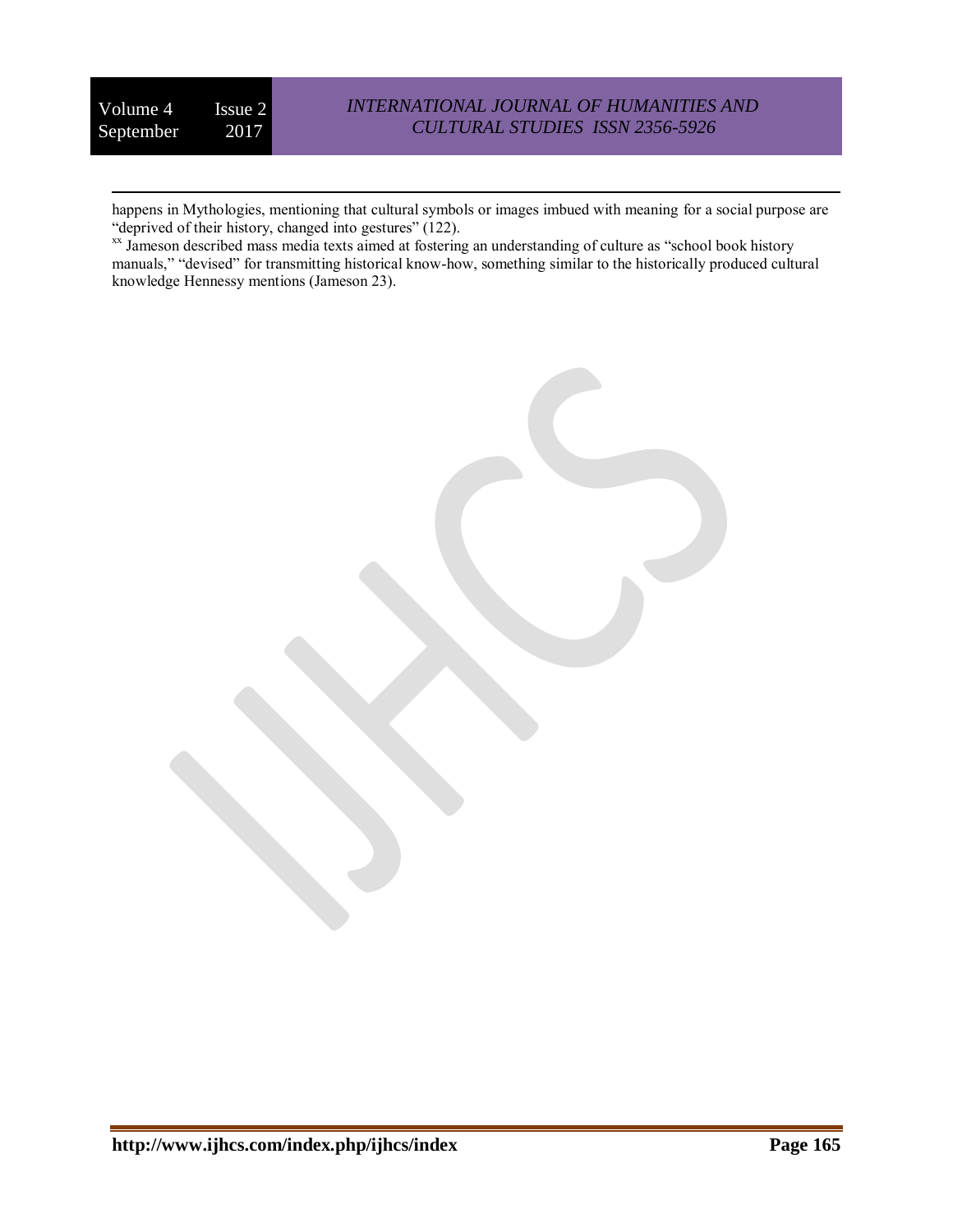happens in Mythologies, mentioning that cultural symbols or images imbued with meaning for a social purpose are "deprived of their history, changed into gestures" (122).

[xx] Jameson described mass media texts aimed at fostering an understanding of culture as "school book history manuals," "devised" for transmitting historical know-how, something similar to the historically produced cultural knowledge Hennessy mentions (Jameson 23).